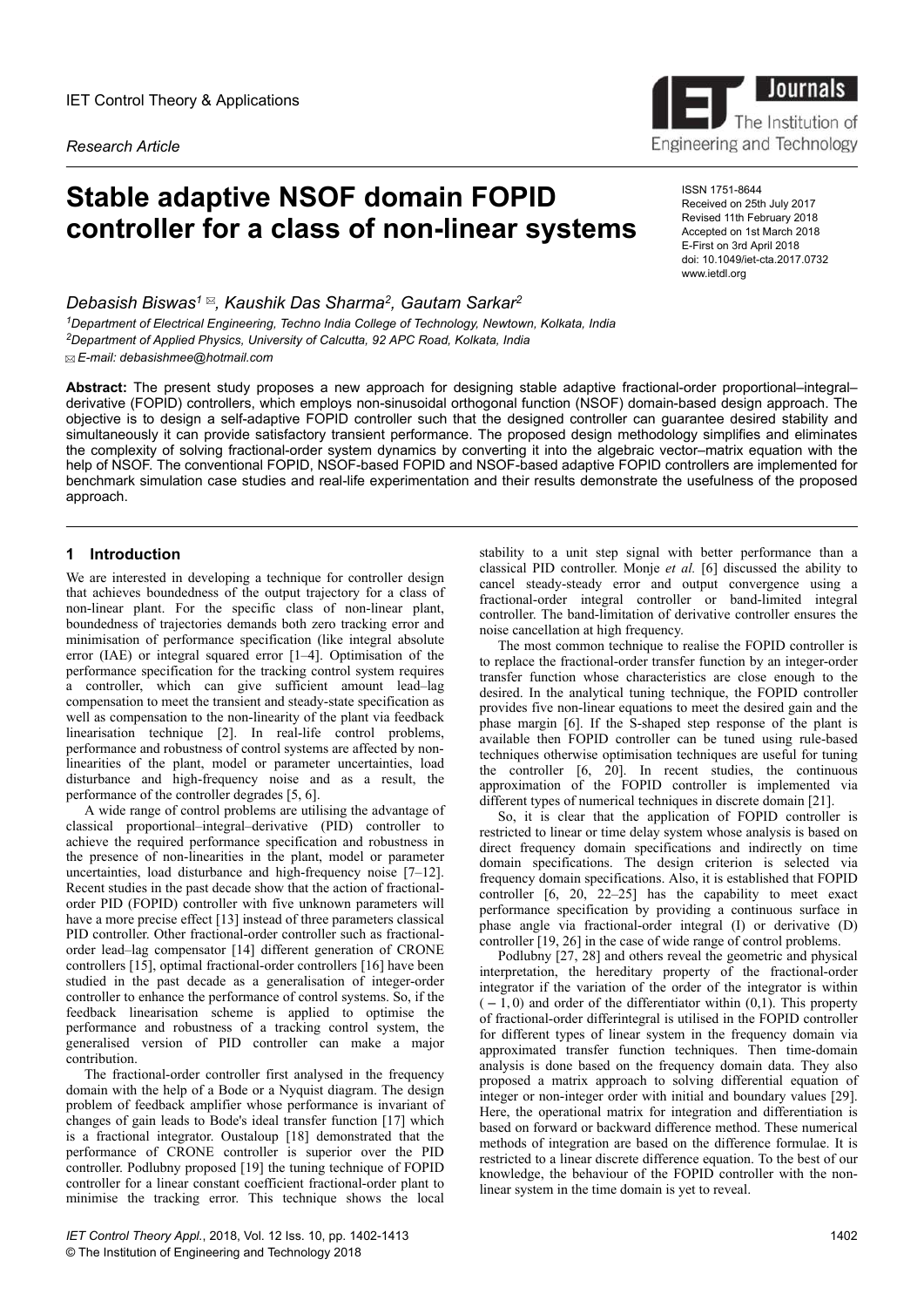IET Control Theory & Applications

*Research Article*

# Stable adaptive NSOF domain FOPID controller for a class of non-linear systems

ISSN 1751-8644
Received on 25th July 2017
Revised 11th February 2018
Accepted on 1st March 2018
E-First on 3rd April 2018
doi: 10.1049/iet-cta.2017.0732
www.ietdl.org

*Debasish Biswas[1] ✉, Kaushik Das Sharma[2], Gautam Sarkar[2]*

[1]*Department of Electrical Engineering, Techno India College of Technology, Newtown, Kolkata, India*
[2]*Department of Applied Physics, University of Calcutta, 92 APC Road, Kolkata, India*
✉ *E-mail: debasishmee@hotmail.com*

**Abstract:** The present study proposes a new approach for designing stable adaptive fractional-order proportional–integral–derivative (FOPID) controllers, which employs non-sinusoidal orthogonal function (NSOF) domain-based design approach. The objective is to design a self-adaptive FOPID controller such that the designed controller can guarantee desired stability and simultaneously it can provide satisfactory transient performance. The proposed design methodology simplifies and eliminates the complexity of solving fractional-order system dynamics by converting it into the algebraic vector–matrix equation with the help of NSOF. The conventional FOPID, NSOF-based FOPID and NSOF-based adaptive FOPID controllers are implemented for benchmark simulation case studies and real-life experimentation and their results demonstrate the usefulness of the proposed approach.

## 1 Introduction

We are interested in developing a technique for controller design that achieves boundedness of the output trajectory for a class of non-linear plant. For the specific class of non-linear plant, boundedness of trajectories demands both zero tracking error and minimisation of performance specification (like integral absolute error (IAE) or integral squared error [1–4]. Optimisation of the performance specification for the tracking control system requires a controller, which can give sufficient amount lead–lag compensation to meet the transient and steady-state specification as well as compensation to the non-linearity of the plant via feedback linearisation technique [2]. In real-life control problems, performance and robustness of control systems are affected by non-linearities of the plant, model or parameter uncertainties, load disturbance and high-frequency noise and as a result, the performance of the controller degrades [5, 6].

A wide range of control problems are utilising the advantage of classical proportional–integral–derivative (PID) controller to achieve the required performance specification and robustness in the presence of non-linearities in the plant, model or parameter uncertainties, load disturbance and high-frequency noise [7–12]. Recent studies in the past decade show that the action of fractional-order PID (FOPID) controller with five unknown parameters will have a more precise effect [13] instead of three parameters classical PID controller. Other fractional-order controller such as fractional-order lead–lag compensator [14] different generation of CRONE controllers [15], optimal fractional-order controllers [16] have been studied in the past decade as a generalisation of integer-order controller to enhance the performance of control systems. So, if the feedback linearisation scheme is applied to optimise the performance and robustness of a tracking control system, the generalised version of PID controller can make a major contribution.

The fractional-order controller first analysed in the frequency domain with the help of a Bode or a Nyquist diagram. The design problem of feedback amplifier whose performance is invariant of changes of gain leads to Bode's ideal transfer function [17] which is a fractional integrator. Oustaloup [18] demonstrated that the performance of CRONE controller is superior over the PID controller. Podlubny proposed [19] the tuning technique of FOPID controller for a linear constant coefficient fractional-order plant to minimise the tracking error. This technique shows the local stability to a unit step signal with better performance than a classical PID controller. Monje *et al.* [6] discussed the ability to cancel steady-steady error and output convergence using a fractional-order integral controller or band-limited integral controller. The band-limitation of derivative controller ensures the noise cancellation at high frequency.

The most common technique to realise the FOPID controller is to replace the fractional-order transfer function by an integer-order transfer function whose characteristics are close enough to the desired. In the analytical tuning technique, the FOPID controller provides five non-linear equations to meet the desired gain and the phase margin [6]. If the S-shaped step response of the plant is available then FOPID controller can be tuned using rule-based techniques otherwise optimisation techniques are useful for tuning the controller [6, 20]. In recent studies, the continuous approximation of the FOPID controller is implemented via different types of numerical techniques in discrete domain [21].

So, it is clear that the application of FOPID controller is restricted to linear or time delay system whose analysis is based on direct frequency domain specifications and indirectly on time domain specifications. The design criterion is selected via frequency domain specifications. Also, it is established that FOPID controller [6, 20, 22–25] has the capability to meet exact performance specification by providing a continuous surface in phase angle via fractional-order integral (I) or derivative (D) controller [19, 26] in the case of wide range of control problems.

Podlubny [27, 28] and others reveal the geometric and physical interpretation, the hereditary property of the fractional-order integrator if the variation of the order of the integrator is within $(-1, 0)$ and order of the differentiator within (0,1). This property of fractional-order differintegral is utilised in the FOPID controller for different types of linear system in the frequency domain via approximated transfer function techniques. Then time-domain analysis is done based on the frequency domain data. They also proposed a matrix approach to solving differential equation of integer or non-integer order with initial and boundary values [29]. Here, the operational matrix for integration and differentiation is based on forward or backward difference method. These numerical methods of integration are based on the difference formulae. It is restricted to a linear discrete difference equation. To the best of our knowledge, the behaviour of the FOPID controller with the non-linear system in the time domain is yet to reveal.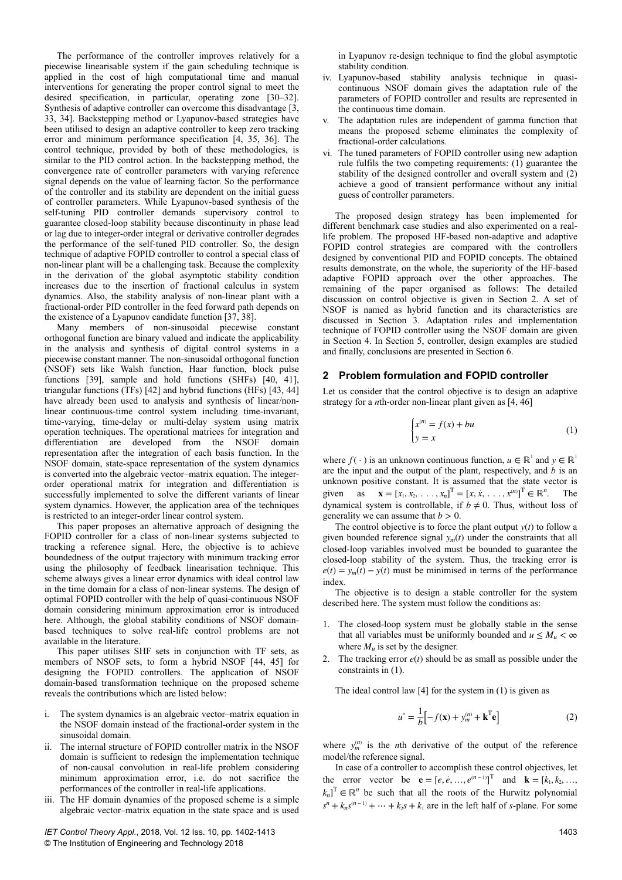The performance of the controller improves relatively for a piecewise linearisable system if the gain scheduling technique is applied in the cost of high computational time and manual interventions for generating the proper control signal to meet the desired specification, in particular, operating zone [30–32]. Synthesis of adaptive controller can overcome this disadvantage [3, 33, 34]. Backstepping method or Lyapunov-based strategies have been utilised to design an adaptive controller to keep zero tracking error and minimum performance specification [4, 35, 36]. The control technique, provided by both of these methodologies, is similar to the PID control action. In the backstepping method, the convergence rate of controller parameters with varying reference signal depends on the value of learning factor. So the performance of the controller and its stability are dependent on the initial guess of controller parameters. While Lyapunov-based synthesis of the self-tuning PID controller demands supervisory control to guarantee closed-loop stability because discontinuity in phase lead or lag due to integer-order integral or derivative controller degrades the performance of the self-tuned PID controller. So, the design technique of adaptive FOPID controller to control a special class of non-linear plant will be a challenging task. Because the complexity in the derivation of the global asymptotic stability condition increases due to the insertion of fractional calculus in system dynamics. Also, the stability analysis of non-linear plant with a fractional-order PID controller in the feed forward path depends on the existence of a Lyapunov candidate function [37, 38].

Many members of non-sinusoidal piecewise constant orthogonal function are binary valued and indicate the applicability in the analysis and synthesis of digital control systems in a piecewise constant manner. The non-sinusoidal orthogonal function (NSOF) sets like Walsh function, Haar function, block pulse functions [39], sample and hold functions (SHFs) [40, 41], triangular functions (TFs) [42] and hybrid functions (HFs) [43, 44] have already been used to analysis and synthesis of linear/non-linear continuous-time control system including time-invariant, time-varying, time-delay or multi-delay system using matrix operation techniques. The operational matrices for integration and differentiation are developed from the NSOF domain representation after the integration of each basis function. In the NSOF domain, state-space representation of the system dynamics is converted into the algebraic vector–matrix equation. The integer-order operational matrix for integration and differentiation is successfully implemented to solve the different variants of linear system dynamics. However, the application area of the techniques is restricted to an integer-order linear control system.

This paper proposes an alternative approach of designing the FOPID controller for a class of non-linear systems subjected to tracking a reference signal. Here, the objective is to achieve boundedness of the output trajectory with minimum tracking error using the philosophy of feedback linearisation technique. This scheme always gives a linear error dynamics with ideal control law in the time domain for a class of non-linear systems. The design of optimal FOPID controller with the help of quasi-continuous NSOF domain considering minimum approximation error is introduced here. Although, the global stability conditions of NSOF domain-based techniques to solve real-life control problems are not available in the literature.

This paper utilises SHF sets in conjunction with TF sets, as members of NSOF sets, to form a hybrid NSOF [44, 45] for designing the FOPID controllers. The application of NSOF domain-based transformation technique on the proposed scheme reveals the contributions which are listed below:

i. The system dynamics is an algebraic vector–matrix equation in the NSOF domain instead of the fractional-order system in the sinusoidal domain.
ii. The internal structure of FOPID controller matrix in the NSOF domain is sufficient to redesign the implementation technique of non-causal convolution in real-life problem considering minimum approximation error, i.e. do not sacrifice the performances of the controller in real-life applications.
iii. The HF domain dynamics of the proposed scheme is a simple algebraic vector–matrix equation in the state space and is used in Lyapunov re-design technique to find the global asymptotic stability condition.
iv. Lyapunov-based stability analysis technique in quasi-continuous NSOF domain gives the adaptation rule of the parameters of FOPID controller and results are represented in the continuous time domain.
v. The adaptation rules are independent of gamma function that means the proposed scheme eliminates the complexity of fractional-order calculations.
vi. The tuned parameters of FOPID controller using new adaption rule fulfils the two competing requirements: (1) guarantee the stability of the designed controller and overall system and (2) achieve a good of transient performance without any initial guess of controller parameters.

The proposed design strategy has been implemented for different benchmark case studies and also experimented on a real-life problem. The proposed HF-based non-adaptive and adaptive FOPID control strategies are compared with the controllers designed by conventional PID and FOPID concepts. The obtained results demonstrate, on the whole, the superiority of the HF-based adaptive FOPID approach over the other approaches. The remaining of the paper organised as follows: The detailed discussion on control objective is given in Section 2. A set of NSOF is named as hybrid function and its characteristics are discussed in Section 3. Adaptation rules and implementation technique of FOPID controller using the NSOF domain are given in Section 4. In Section 5, controller, design examples are studied and finally, conclusions are presented in Section 6.

## 2 Problem formulation and FOPID controller

Let us consider that the control objective is to design an adaptive strategy for a $n$th-order non-linear plant given as [4, 46]

$$\begin{cases} x^{(n)} = f(x) + bu \\ y = x \end{cases} \tag{1}$$

where $f(\cdot)$ is an unknown continuous function, $u \in \mathbb{R}^1$ and $y \in \mathbb{R}^1$ are the input and the output of the plant, respectively, and $b$ is an unknown positive constant. It is assumed that the state vector is given as $\mathbf{x} = [x_1, x_2, \ldots, x_n]^{\mathrm{T}} = [x, \dot{x}, \ldots, x^{(n)}]^{\mathrm{T}} \in \mathbb{R}^n$. The dynamical system is controllable, if $b \neq 0$. Thus, without loss of generality we can assume that $b > 0$.

The control objective is to force the plant output $y(t)$ to follow a given bounded reference signal $y_m(t)$ under the constraints that all closed-loop variables involved must be bounded to guarantee the closed-loop stability of the system. Thus, the tracking error is $e(t) = y_m(t) - y(t)$ must be minimised in terms of the performance index.

The objective is to design a stable controller for the system described here. The system must follow the conditions as:

1. The closed-loop system must be globally stable in the sense that all variables must be uniformly bounded and $u \leq M_u < \infty$ where $M_u$ is set by the designer.
2. The tracking error $e(t)$ should be as small as possible under the constraints in (1).

The ideal control law [4] for the system in (1) is given as

$$u^* = \frac{1}{b}\left[-f(\mathbf{x}) + y_m^{(n)} + \mathbf{k}^{\mathrm{T}}\mathbf{e}\right] \tag{2}$$

where $y_m^{(n)}$ is the $n$th derivative of the output of the reference model/the reference signal.

In case of a controller to accomplish these control objectives, let the error vector be $\mathbf{e} = [e, \dot{e}, \ldots, e^{(n-1)}]^{\mathrm{T}}$ and $\mathbf{k} = [k_1, k_2, \ldots, k_n]^{\mathrm{T}} \in \mathbb{R}^n$ be such that all the roots of the Hurwitz polynomial $s^n + k_n s^{(n-1)} + \cdots + k_2 s + k_1$ are in the left half of $s$-plane. For some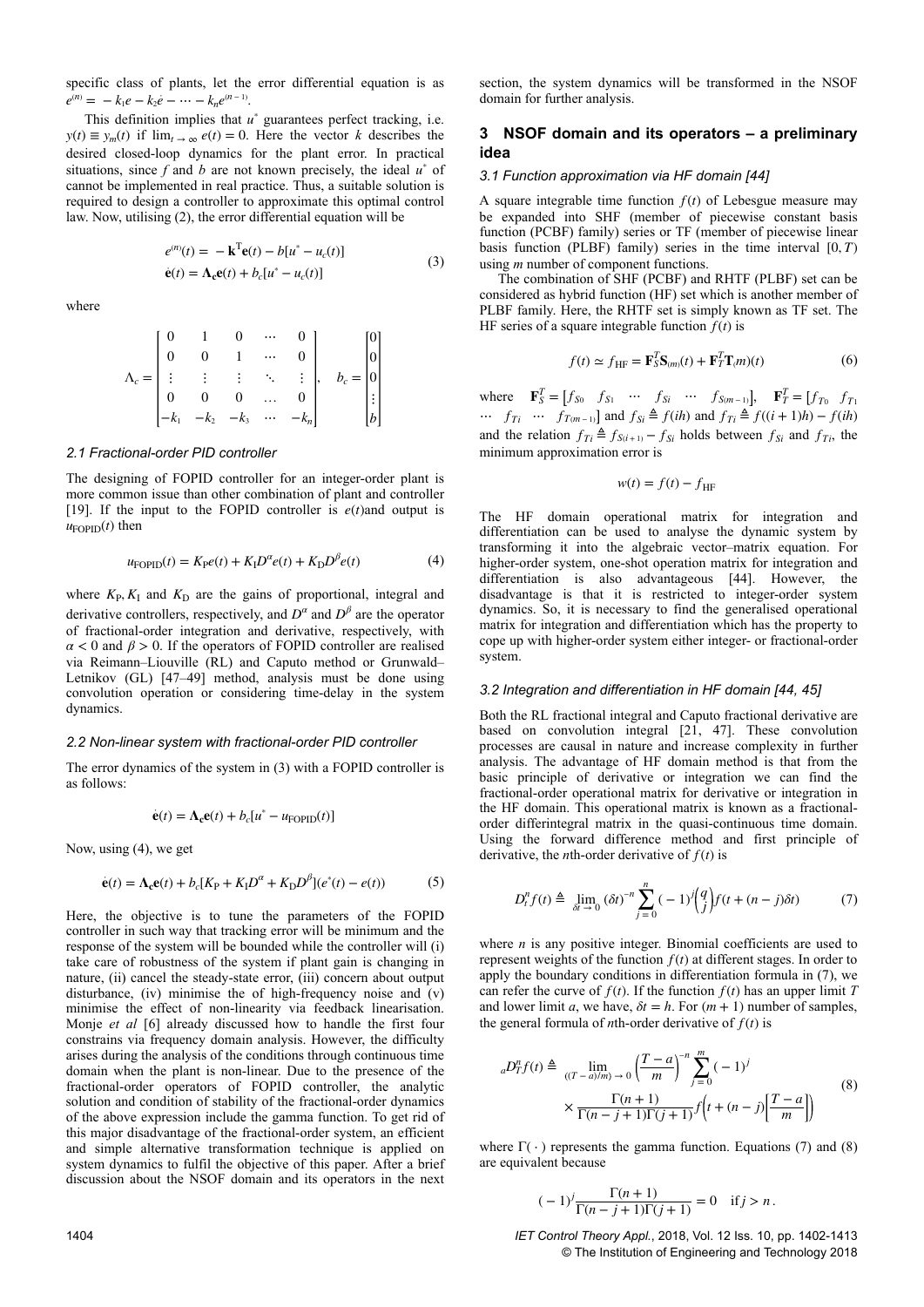specific class of plants, let the error differential equation is as $e^{(n)} = -k_1 e - k_2 \dot{e} - \cdots - k_n e^{(n-1)}$.

This definition implies that $u^*$ guarantees perfect tracking, i.e. $y(t) \equiv y_m(t)$ if $\lim_{t \to \infty} e(t) = 0$. Here the vector $k$ describes the desired closed-loop dynamics for the plant error. In practical situations, since $f$ and $b$ are not known precisely, the ideal $u^*$ of cannot be implemented in real practice. Thus, a suitable solution is required to design a controller to approximate this optimal control law. Now, utilising (2), the error differential equation will be

$$\begin{aligned} e^{(n)}(t) &= -\mathbf{k}^{\mathrm{T}}\mathbf{e}(t) - b[u^* - u_c(t)] \\ \dot{\mathbf{e}}(t) &= \mathbf{\Lambda_c}\mathbf{e}(t) + b_c[u^* - u_c(t)] \end{aligned} \tag{3}$$

where

$$\Lambda_c = \begin{bmatrix} 0 & 1 & 0 & \cdots & 0 \\ 0 & 0 & 1 & \cdots & 0 \\ \vdots & \vdots & \vdots & \ddots & \vdots \\ 0 & 0 & 0 & \ldots & 0 \\ -k_1 & -k_2 & -k_3 & \cdots & -k_n \end{bmatrix}, \quad b_c = \begin{bmatrix} 0 \\ 0 \\ 0 \\ \vdots \\ b \end{bmatrix}$$

### 2.1 Fractional-order PID controller

The designing of FOPID controller for an integer-order plant is more common issue than other combination of plant and controller [19]. If the input to the FOPID controller is $e(t)$and output is $u_{\mathrm{FOPID}}(t)$ then

$$u_{\mathrm{FOPID}}(t) = K_{\mathrm{P}}e(t) + K_{\mathrm{I}}D^{\alpha}e(t) + K_{\mathrm{D}}D^{\beta}e(t) \tag{4}$$

where $K_{\mathrm{P}}, K_{\mathrm{I}}$ and $K_{\mathrm{D}}$ are the gains of proportional, integral and derivative controllers, respectively, and $D^{\alpha}$ and $D^{\beta}$ are the operator of fractional-order integration and derivative, respectively, with $\alpha < 0$ and $\beta > 0$. If the operators of FOPID controller are realised via Reimann–Liouville (RL) and Caputo method or Grunwald–Letnikov (GL) [47–49] method, analysis must be done using convolution operation or considering time-delay in the system dynamics.

### 2.2 Non-linear system with fractional-order PID controller

The error dynamics of the system in (3) with a FOPID controller is as follows:

$$\dot{\mathbf{e}}(t) = \mathbf{\Lambda_c}\mathbf{e}(t) + b_c[u^* - u_{\mathrm{FOPID}}(t)]$$

Now, using (4), we get

$$\dot{\mathbf{e}}(t) = \mathbf{\Lambda_c}\mathbf{e}(t) + b_c[K_{\mathrm{P}} + K_{\mathrm{I}}D^{\alpha} + K_{\mathrm{D}}D^{\beta}](e^*(t) - e(t)) \tag{5}$$

Here, the objective is to tune the parameters of the FOPID controller in such way that tracking error will be minimum and the response of the system will be bounded while the controller will (i) take care of robustness of the system if plant gain is changing in nature, (ii) cancel the steady-state error, (iii) concern about output disturbance, (iv) minimise the of high-frequency noise and (v) minimise the effect of non-linearity via feedback linearisation. Monje *et al* [6] already discussed how to handle the first four constrains via frequency domain analysis. However, the difficulty arises during the analysis of the conditions through continuous time domain when the plant is non-linear. Due to the presence of the fractional-order operators of FOPID controller, the analytic solution and condition of stability of the fractional-order dynamics of the above expression include the gamma function. To get rid of this major disadvantage of the fractional-order system, an efficient and simple alternative transformation technique is applied on system dynamics to fulfil the objective of this paper. After a brief discussion about the NSOF domain and its operators in the next section, the system dynamics will be transformed in the NSOF domain for further analysis.

## 3 NSOF domain and its operators – a preliminary idea

### 3.1 Function approximation via HF domain [44]

A square integrable time function $f(t)$ of Lebesgue measure may be expanded into SHF (member of piecewise constant basis function (PCBF) family) series or TF (member of piecewise linear basis function (PLBF) family) series in the time interval $[0, T)$ using $m$ number of component functions.

The combination of SHF (PCBF) and RHTF (PLBF) set can be considered as hybrid function (HF) set which is another member of PLBF family. Here, the RHTF set is simply known as TF set. The HF series of a square integrable function $f(t)$ is

$$f(t) \simeq f_{\mathrm{HF}} = \mathbf{F}_S^T\mathbf{S}_{(m)}(t) + \mathbf{F}_T^T\mathbf{T}_{(}m)(t) \tag{6}$$

where $\mathbf{F}_S^T = [f_{S0} \;\; f_{S1} \;\; \cdots \;\; f_{Si} \;\; \cdots \;\; f_{S(m-1)}]$, $\mathbf{F}_T^T = [f_{T0} \;\; f_{T1} \;\; \cdots \;\; f_{Ti} \;\; \cdots \;\; f_{T(m-1)}]$ and $f_{Si} \triangleq f(ih)$ and $f_{Ti} \triangleq f((i+1)h) - f(ih)$ and the relation $f_{Ti} \triangleq f_{S(i+1)} - f_{Si}$ holds between $f_{Si}$ and $f_{Ti}$, the minimum approximation error is

$$w(t) = f(t) - f_{\mathrm{HF}}$$

The HF domain operational matrix for integration and differentiation can be used to analyse the dynamic system by transforming it into the algebraic vector–matrix equation. For higher-order system, one-shot operation matrix for integration and differentiation is also advantageous [44]. However, the disadvantage is that it is restricted to integer-order system dynamics. So, it is necessary to find the generalised operational matrix for integration and differentiation which has the property to cope up with higher-order system either integer- or fractional-order system.

### 3.2 Integration and differentiation in HF domain [44, 45]

Both the RL fractional integral and Caputo fractional derivative are based on convolution integral [21, 47]. These convolution processes are causal in nature and increase complexity in further analysis. The advantage of HF domain method is that from the basic principle of derivative or integration we can find the fractional-order operational matrix for derivative or integration in the HF domain. This operational matrix is known as a fractional-order differintegral matrix in the quasi-continuous time domain. Using the forward difference method and first principle of derivative, the $n$th-order derivative of $f(t)$ is

$$D_t^n f(t) \triangleq \lim_{\delta t \to 0} (\delta t)^{-n} \sum_{j=0}^{n} (-1)^j \binom{q}{j} f(t + (n-j)\delta t) \tag{7}$$

where $n$ is any positive integer. Binomial coefficients are used to represent weights of the function $f(t)$ at different stages. In order to apply the boundary conditions in differentiation formula in (7), we can refer the curve of $f(t)$. If the function $f(t)$ has an upper limit $T$ and lower limit $a$, we have, $\delta t = h$. For $(m+1)$ number of samples, the general formula of $n$th-order derivative of $f(t)$ is

$$\begin{aligned} {}_aD_T^n f(t) \triangleq \lim_{((T-a)/m) \to 0} \left(\frac{T-a}{m}\right)^{-n} \sum_{j=0}^{m} (-1)^j \\ \times \frac{\Gamma(n+1)}{\Gamma(n-j+1)\Gamma(j+1)} f\left(t + (n-j)\left[\frac{T-a}{m}\right]\right) \end{aligned} \tag{8}$$

where $\Gamma(\cdot)$ represents the gamma function. Equations (7) and (8) are equivalent because

$$(-1)^j \frac{\Gamma(n+1)}{\Gamma(n-j+1)\Gamma(j+1)} = 0 \quad \text{if } j > n\,.$$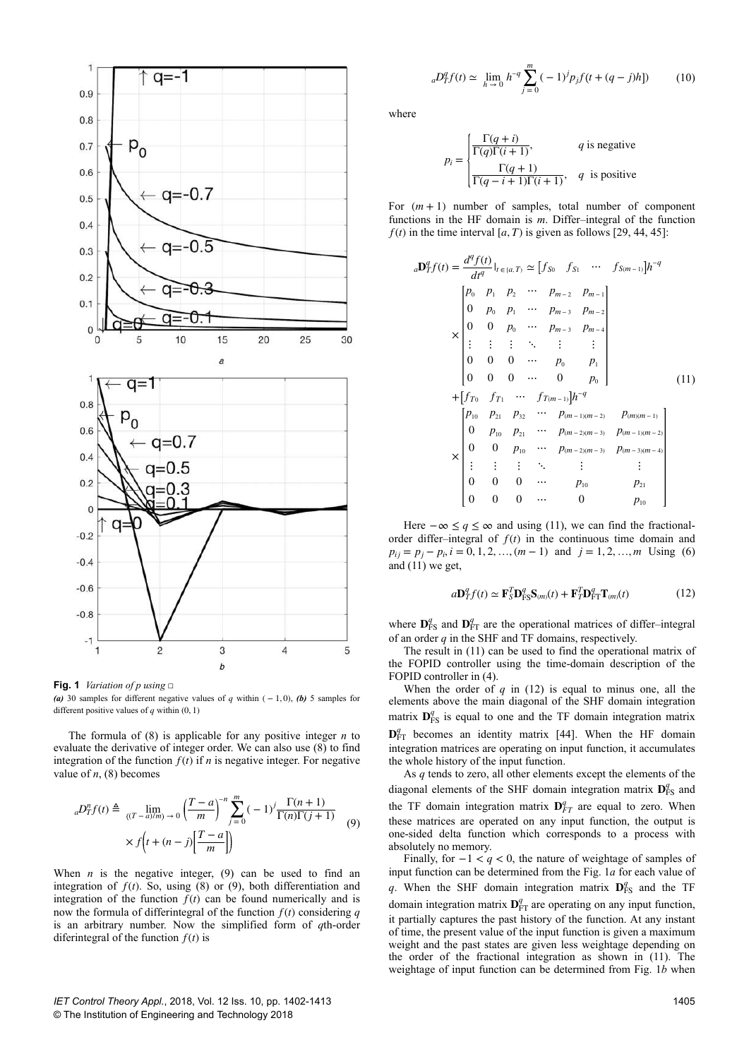**Fig. 1** *Variation of p using* □

*(a)* 30 samples for different negative values of $q$ within $(-1, 0)$, *(b)* 5 samples for different positive values of $q$ within $(0, 1)$

The formula of (8) is applicable for any positive integer $n$ to evaluate the derivative of integer order. We can also use (8) to find integration of the function $f(t)$ if $n$ is negative integer. For negative value of $n$, (8) becomes

$$
{}_aD_T^n f(t) \triangleq \lim_{((T-a)/m)\to 0} \left(\frac{T-a}{m}\right)^{-n} \sum_{j=0}^{m} (-1)^j \frac{\Gamma(n+1)}{\Gamma(n)\Gamma(j+1)} \times f\left(t + (n-j)\left[\frac{T-a}{m}\right]\right) \tag{9}
$$

When $n$ is the negative integer, (9) can be used to find an integration of $f(t)$. So, using (8) or (9), both differentiation and integration of the function $f(t)$ can be found numerically and is now the formula of differintegral of the function $f(t)$ considering $q$ is an arbitrary number. Now the simplified form of $q$th-order diferintegral of the function $f(t)$ is

$$
{}_aD_T^q f(t) \simeq \lim_{h\to 0} h^{-q} \sum_{j=0}^{m} (-1)^j p_j f(t + (q-j)h]) \tag{10}
$$

where

$$
p_i = \begin{cases} \dfrac{\Gamma(q+i)}{\Gamma(q)\Gamma(i+1)}, & q \text{ is negative} \\[2ex] \dfrac{\Gamma(q+1)}{\Gamma(q-i+1)\Gamma(i+1)}, & q \text{ is positive} \end{cases}
$$

For $(m+1)$ number of samples, total number of component functions in the HF domain is $m$. Differ–integral of the function $f(t)$ in the time interval $[a, T)$ is given as follows [29, 44, 45]:

$$
\begin{aligned}
{}_a\mathbf{D}_T^q f(t) = \frac{d^q f(t)}{dt^q}\Big|_{t\in[a,T)} &\simeq \begin{bmatrix} f_{S0} & f_{S1} & \cdots & f_{S(m-1)} \end{bmatrix} h^{-q} \\
&\times \begin{bmatrix} p_0 & p_1 & p_2 & \cdots & p_{m-2} & p_{m-1} \\ 0 & p_0 & p_1 & \cdots & p_{m-3} & p_{m-2} \\ 0 & 0 & p_0 & \cdots & p_{m-3} & p_{m-4} \\ \vdots & \vdots & \vdots & \ddots & \vdots & \vdots \\ 0 & 0 & 0 & \cdots & p_0 & p_1 \\ 0 & 0 & 0 & \cdots & 0 & p_0 \end{bmatrix} \\
&+ \begin{bmatrix} f_{T0} & f_{T1} & \cdots & f_{T(m-1)} \end{bmatrix} h^{-q} \\
&\times \begin{bmatrix} p_{10} & p_{21} & p_{32} & \cdots & p_{(m-1)(m-2)} & p_{(m)(m-1)} \\ 0 & p_{10} & p_{21} & \cdots & p_{(m-2)(m-3)} & p_{(m-1)(m-2)} \\ 0 & 0 & p_{10} & \cdots & p_{(m-2)(m-3)} & p_{(m-3)(m-4)} \\ \vdots & \vdots & \vdots & \ddots & \vdots & \vdots \\ 0 & 0 & 0 & \cdots & p_{10} & p_{21} \\ 0 & 0 & 0 & \cdots & 0 & p_{10} \end{bmatrix}
\end{aligned} \tag{11}
$$

Here $-\infty \le q \le \infty$ and using (11), we can find the fractional-order differ–integral of $f(t)$ in the continuous time domain and $p_{ij} = p_j - p_i, i = 0, 1, 2, \ldots, (m-1)$ and $j = 1, 2, \ldots, m$ Using (6) and (11) we get,

$$
a\mathbf{D}_T^q f(t) \simeq \mathbf{F}_S^T \mathbf{D}_{\text{FS}}^q \mathbf{S}_{(m)}(t) + \mathbf{F}_T^T \mathbf{D}_{\text{FT}}^q \mathbf{T}_{(m)}(t) \tag{12}
$$

where $\mathbf{D}_{\text{FS}}^q$ and $\mathbf{D}_{\text{FT}}^q$ are the operational matrices of differ–integral of an order $q$ in the SHF and TF domains, respectively.

The result in (11) can be used to find the operational matrix of the FOPID controller using the time-domain description of the FOPID controller in (4).

When the order of $q$ in (12) is equal to minus one, all the elements above the main diagonal of the SHF domain integration matrix $\mathbf{D}_{\text{FS}}^q$ is equal to one and the TF domain integration matrix $\mathbf{D}_{\text{FT}}^q$ becomes an identity matrix [44]. When the HF domain integration matrices are operating on input function, it accumulates the whole history of the input function.

As $q$ tends to zero, all other elements except the elements of the diagonal elements of the SHF domain integration matrix $\mathbf{D}_{\text{FS}}^q$ and the TF domain integration matrix $\mathbf{D}_{FT}^q$ are equal to zero. When these matrices are operated on any input function, the output is one-sided delta function which corresponds to a process with absolutely no memory.

Finally, for $-1 < q < 0$, the nature of weightage of samples of input function can be determined from the Fig. 1*a* for each value of $q$. When the SHF domain integration matrix $\mathbf{D}_{\text{FS}}^q$ and the TF domain integration matrix $\mathbf{D}_{\text{FT}}^q$ are operating on any input function, it partially captures the past history of the function. At any instant of time, the present value of the input function is given a maximum weight and the past states are given less weightage depending on the order of the fractional integration as shown in (11). The weightage of input function can be determined from Fig. 1*b* when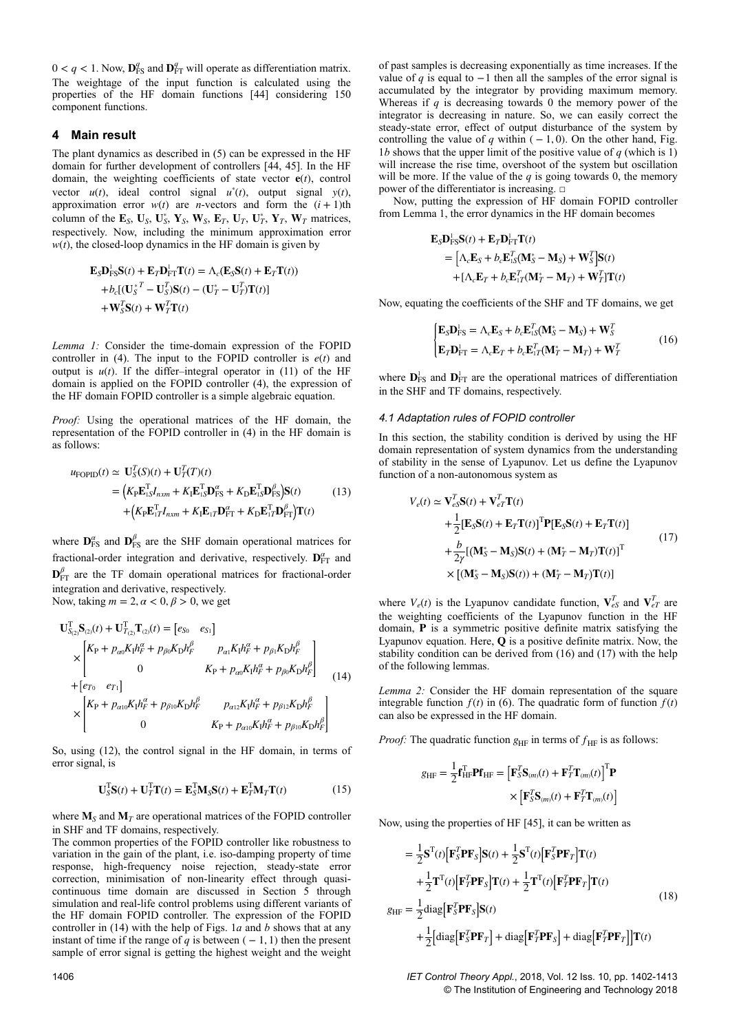$0 < q < 1$. Now, $\mathbf{D}_{\text{FS}}^{q}$ and $\mathbf{D}_{\text{FT}}^{q}$ will operate as differentiation matrix. The weightage of the input function is calculated using the properties of the HF domain functions [44] considering 150 component functions.

## 4 Main result

The plant dynamics as described in (5) can be expressed in the HF domain for further development of controllers [44, 45]. In the HF domain, the weighting coefficients of state vector $\mathbf{e}(t)$, control vector $u(t)$, ideal control signal $u^{*}(t)$, output signal $y(t)$, approximation error $w(t)$ are $n$-vectors and form the $(i+1)$th column of the $\mathbf{E}_S$, $\mathbf{U}_S$, $\mathbf{U}_S^{*}$, $\mathbf{Y}_S$, $\mathbf{W}_S$, $\mathbf{E}_T$, $\mathbf{U}_T$, $\mathbf{U}_T^{*}$, $\mathbf{Y}_T$, $\mathbf{W}_T$ matrices, respectively. Now, including the minimum approximation error $w(t)$, the closed-loop dynamics in the HF domain is given by

$$
\begin{aligned}
\mathbf{E}_S\mathbf{D}_{\text{FS}}^{1}\mathbf{S}(t) + \mathbf{E}_T\mathbf{D}_{\text{FT}}^{1}\mathbf{T}(t) &= \Lambda_c(\mathbf{E}_S\mathbf{S}(t) + \mathbf{E}_T\mathbf{T}(t)) \\
&+ b_c[(\mathbf{U}_S^{*T} - \mathbf{U}_S^{T})\mathbf{S}(t) - (\mathbf{U}_T^{*} - \mathbf{U}_T^{T})\mathbf{T}(t)] \\
&+ \mathbf{W}_S^{T}\mathbf{S}(t) + \mathbf{W}_T^{T}\mathbf{T}(t)
\end{aligned}
$$

*Lemma 1:* Consider the time-domain expression of the FOPID controller in (4). The input to the FOPID controller is $e(t)$ and output is $u(t)$. If the differ–integral operator in (11) of the HF domain is applied on the FOPID controller (4), the expression of the HF domain FOPID controller is a simple algebraic equation.

*Proof:* Using the operational matrices of the HF domain, the representation of the FOPID controller in (4) in the HF domain is as follows:

$$
\begin{aligned}
u_{\text{FOPID}}(t) &\simeq \mathbf{U}_S^{T}(S)(t) + \mathbf{U}_T^{T}(T)(t) \\
&= \left(K_{\text{P}}\mathbf{E}_{1S}^{\text{T}}I_{nxm} + K_{\text{I}}\mathbf{E}_{1S}^{\text{T}}\mathbf{D}_{\text{FS}}^{\alpha} + K_{\text{D}}\mathbf{E}_{1S}^{\text{T}}\mathbf{D}_{\text{FS}}^{\beta}\right)\mathbf{S}(t) \\
&+ \left(K_{\text{P}}\mathbf{E}_{1T}^{\text{T}}I_{nxm} + K_{\text{I}}\mathbf{E}_{1T}\mathbf{D}_{\text{FT}}^{\alpha} + K_{\text{D}}\mathbf{E}_{1T}^{\text{T}}\mathbf{D}_{\text{FT}}^{\beta}\right)\mathbf{T}(t)
\end{aligned} \tag{13}
$$

where $\mathbf{D}_{\text{FS}}^{\alpha}$ and $\mathbf{D}_{\text{FS}}^{\beta}$ are the SHF domain operational matrices for fractional-order integration and derivative, respectively. $\mathbf{D}_{\text{FT}}^{\alpha}$ and $\mathbf{D}_{\text{FT}}^{\beta}$ are the TF domain operational matrices for fractional-order integration and derivative, respectively.

Now, taking $m = 2, \alpha < 0, \beta > 0$, we get

$$
\begin{aligned}
&\mathbf{U}_{S_{(2)}}^{\text{T}}\mathbf{S}_{(2)}(t) + \mathbf{U}_{T_{(2)}}^{\text{T}}\mathbf{T}_{(2)}(t) = \begin{bmatrix} e_{S0} & e_{S1} \end{bmatrix} \\
&\times \begin{bmatrix} K_{\text{P}} + p_{\alpha 0}K_{\text{I}}h_F^{\alpha} + p_{\beta 0}K_{\text{D}}h_F^{\beta} & p_{\alpha 1}K_{\text{I}}h_F^{\alpha} + p_{\beta 1}K_{\text{D}}h_F^{\beta} \\ 0 & K_{\text{P}} + p_{\alpha 0}K_{\text{I}}h_F^{\alpha} + p_{\beta 0}K_{\text{D}}h_F^{\beta} \end{bmatrix} \\
&+ \begin{bmatrix} e_{T0} & e_{T1} \end{bmatrix} \\
&\times \begin{bmatrix} K_{\text{P}} + p_{\alpha 10}K_{\text{I}}h_F^{\alpha} + p_{\beta 10}K_{\text{D}}h_F^{\beta} & p_{\alpha 12}K_{\text{I}}h_F^{\alpha} + p_{\beta 12}K_{\text{D}}h_F^{\beta} \\ 0 & K_{\text{P}} + p_{\alpha 10}K_{\text{I}}h_F^{\alpha} + p_{\beta 10}K_{\text{D}}h_F^{\beta} \end{bmatrix}
\end{aligned} \tag{14}
$$

So, using (12), the control signal in the HF domain, in terms of error signal, is

$$
\mathbf{U}_S^{\text{T}}\mathbf{S}(t) + \mathbf{U}_T^{\text{T}}\mathbf{T}(t) = \mathbf{E}_S^{\text{T}}\mathbf{M}_S\mathbf{S}(t) + \mathbf{E}_T^{\text{T}}\mathbf{M}_T\mathbf{T}(t) \tag{15}
$$

where $\mathbf{M}_S$ and $\mathbf{M}_T$ are operational matrices of the FOPID controller in SHF and TF domains, respectively.

The common properties of the FOPID controller like robustness to variation in the gain of the plant, i.e. iso-damping property of time response, high-frequency noise rejection, steady-state error correction, minimisation of non-linearity effect through quasi-continuous time domain are discussed in Section 5 through simulation and real-life control problems using different variants of the HF domain FOPID controller. The expression of the FOPID controller in (14) with the help of Figs. 1*a* and *b* shows that at any instant of time if the range of $q$ is between $(-1, 1)$ then the present sample of error signal is getting the highest weight and the weight of past samples is decreasing exponentially as time increases. If the value of $q$ is equal to $-1$ then all the samples of the error signal is accumulated by the integrator by providing maximum memory. Whereas if $q$ is decreasing towards 0 the memory power of the integrator is decreasing in nature. So, we can easily correct the steady-state error, effect of output disturbance of the system by controlling the value of $q$ within $(-1, 0)$. On the other hand, Fig. 1*b* shows that the upper limit of the positive value of $q$ (which is 1) will increase the rise time, overshoot of the system but oscillation will be more. If the value of the $q$ is going towards 0, the memory power of the differentiator is increasing. □

Now, putting the expression of HF domain FOPID controller from Lemma 1, the error dynamics in the HF domain becomes

$$
\begin{aligned}
&\mathbf{E}_S\mathbf{D}_{\text{FS}}^{1}\mathbf{S}(t) + \mathbf{E}_T\mathbf{D}_{\text{FT}}^{1}\mathbf{T}(t) \\
&= \left[\Lambda_c\mathbf{E}_S + b_c\mathbf{E}_{1S}^{T}(\mathbf{M}_S^{*} - \mathbf{M}_S) + \mathbf{W}_S^{T}\right]\mathbf{S}(t) \\
&+ [\Lambda_c\mathbf{E}_T + b_c\mathbf{E}_{1T}^{T}(\mathbf{M}_T^{*} - \mathbf{M}_T) + \mathbf{W}_T^{T}]\mathbf{T}(t)
\end{aligned}
$$

Now, equating the coefficients of the SHF and TF domains, we get

$$
\begin{cases}
\mathbf{E}_S\mathbf{D}_{\text{FS}}^{1} = \Lambda_c\mathbf{E}_S + b_c\mathbf{E}_{1S}^{T}(\mathbf{M}_S^{*} - \mathbf{M}_S) + \mathbf{W}_S^{T} \\
\mathbf{E}_T\mathbf{D}_{\text{FT}}^{1} = \Lambda_c\mathbf{E}_T + b_c\mathbf{E}_{1T}^{T}(\mathbf{M}_T^{*} - \mathbf{M}_T) + \mathbf{W}_T^{T}
\end{cases} \tag{16}
$$

where $\mathbf{D}_{\text{FS}}^{1}$ and $\mathbf{D}_{\text{FT}}^{1}$ are the operational matrices of differentiation in the SHF and TF domains, respectively.

### *4.1 Adaptation rules of FOPID controller*

In this section, the stability condition is derived by using the HF domain representation of system dynamics from the understanding of stability in the sense of Lyapunov. Let us define the Lyapunov function of a non-autonomous system as

$$
\begin{aligned}
V_e(t) &\simeq \mathbf{V}_{eS}^{T}\mathbf{S}(t) + \mathbf{V}_{eT}^{T}\mathbf{T}(t) \\
&+ \frac{1}{2}[\mathbf{E}_S\mathbf{S}(t) + \mathbf{E}_T\mathbf{T}(t)]^{\text{T}}\mathbf{P}[\mathbf{E}_S\mathbf{S}(t) + \mathbf{E}_T\mathbf{T}(t)] \\
&+ \frac{b}{2\gamma}[(\mathbf{M}_S^{*} - \mathbf{M}_S)\mathbf{S}(t) + (\mathbf{M}_T^{*} - \mathbf{M}_T)\mathbf{T}(t)]^{\text{T}} \\
&\times [(\mathbf{M}_S^{*} - \mathbf{M}_S)\mathbf{S}(t)) + (\mathbf{M}_T^{*} - \mathbf{M}_T)\mathbf{T}(t)]
\end{aligned} \tag{17}
$$

where $V_e(t)$ is the Lyapunov candidate function, $\mathbf{V}_{eS}^{T}$ and $\mathbf{V}_{eT}^{T}$ are the weighting coefficients of the Lyapunov function in the HF domain, $\mathbf{P}$ is a symmetric positive definite matrix satisfying the Lyapunov equation. Here, $\mathbf{Q}$ is a positive definite matrix. Now, the stability condition can be derived from (16) and (17) with the help of the following lemmas.

*Lemma 2:* Consider the HF domain representation of the square integrable function $f(t)$ in (6). The quadratic form of function $f(t)$ can also be expressed in the HF domain.

*Proof:* The quadratic function $g_{\text{HF}}$ in terms of $f_{\text{HF}}$ is as follows:

$$
g_{\text{HF}} = \frac{1}{2}\mathbf{f}_{\text{HF}}^{\text{T}}\mathbf{P}\mathbf{f}_{\text{HF}} = \left[\mathbf{F}_S^{T}\mathbf{S}_{(m)}(t) + \mathbf{F}_T^{T}\mathbf{T}_{(m)}(t)\right]^{\text{T}}\mathbf{P} \times \left[\mathbf{F}_S^{T}\mathbf{S}_{(m)}(t) + \mathbf{F}_T^{T}\mathbf{T}_{(m)}(t)\right]
$$

Now, using the properties of HF [45], it can be written as

$$
\begin{aligned}
&= \frac{1}{2}\mathbf{S}^{\text{T}}(t)\left[\mathbf{F}_S^{T}\mathbf{P}\mathbf{F}_S\right]\mathbf{S}(t) + \frac{1}{2}\mathbf{S}^{\text{T}}(t)\left[\mathbf{F}_S^{T}\mathbf{P}\mathbf{F}_T\right]\mathbf{T}(t) \\
&+ \frac{1}{2}\mathbf{T}^{\text{T}}(t)\left[\mathbf{F}_T^{T}\mathbf{P}\mathbf{F}_S\right]\mathbf{T}(t) + \frac{1}{2}\mathbf{T}^{\text{T}}(t)\left[\mathbf{F}_T^{T}\mathbf{P}\mathbf{F}_T\right]\mathbf{T}(t) \\
g_{\text{HF}} &= \frac{1}{2}\text{diag}\left[\mathbf{F}_S^{T}\mathbf{P}\mathbf{F}_S\right]\mathbf{S}(t) \\
&+ \frac{1}{2}\left[\text{diag}\left[\mathbf{F}_S^{T}\mathbf{P}\mathbf{F}_T\right] + \text{diag}\left[\mathbf{F}_T^{T}\mathbf{P}\mathbf{F}_S\right] + \text{diag}\left[\mathbf{F}_T^{T}\mathbf{P}\mathbf{F}_T\right]\right]\mathbf{T}(t)
\end{aligned} \tag{18}
$$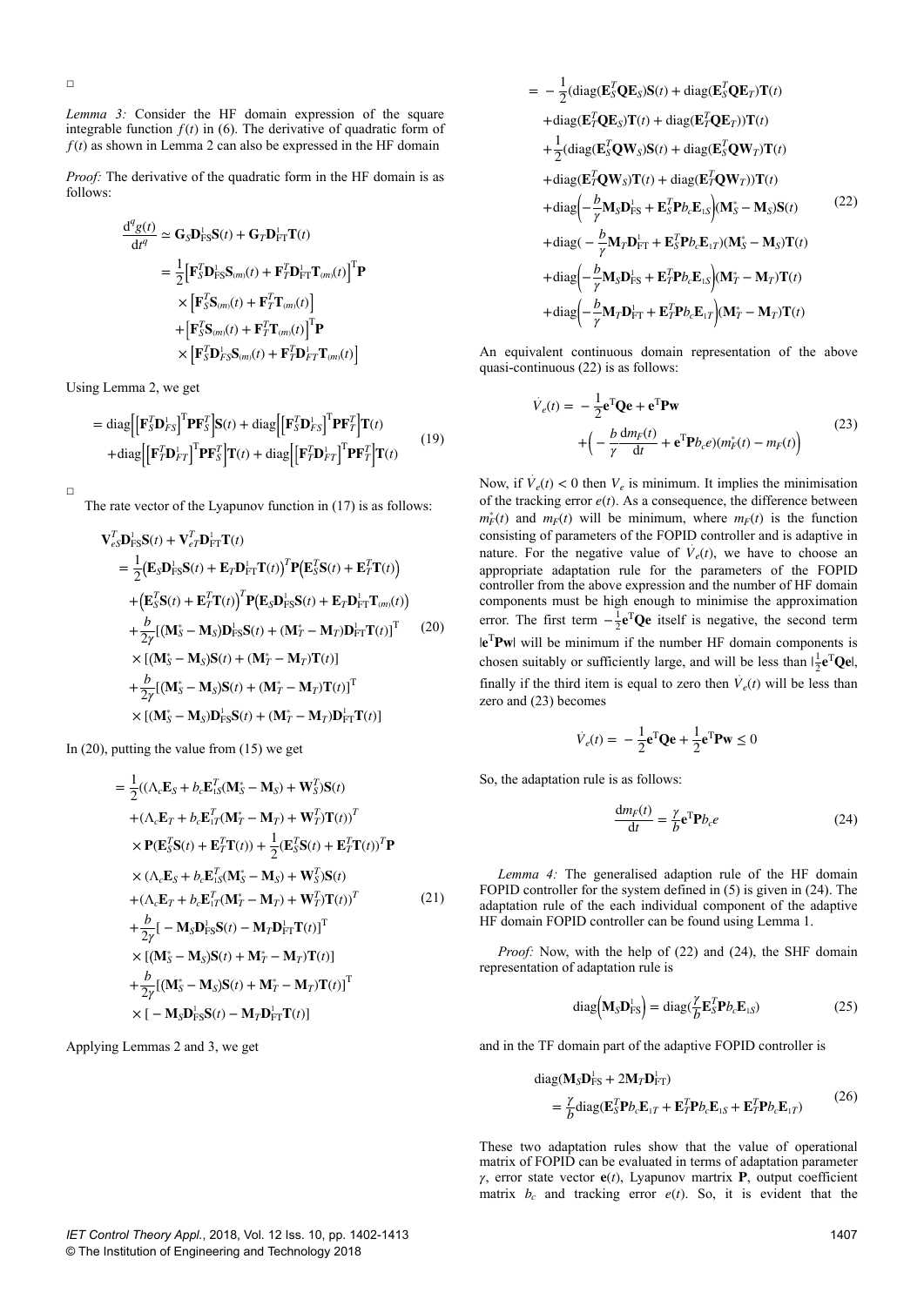□

*Lemma 3:* Consider the HF domain expression of the square integrable function $f(t)$ in (6). The derivative of quadratic form of $f(t)$ as shown in Lemma 2 can also be expressed in the HF domain

*Proof:* The derivative of the quadratic form in the HF domain is as follows:

$$
\begin{aligned}
\frac{\mathrm{d}^q g(t)}{\mathrm{d}t^q} &\simeq \mathbf{G}_S\mathbf{D}_{\mathrm{FS}}^1\mathbf{S}(t) + \mathbf{G}_T\mathbf{D}_{\mathrm{FT}}^1\mathbf{T}(t) \\
&= \frac{1}{2}\Big[\mathbf{F}_S^T\mathbf{D}_{\mathrm{FS}}^1\mathbf{S}_{(m)}(t) + \mathbf{F}_T^T\mathbf{D}_{\mathrm{FT}}^1\mathbf{T}_{(m)}(t)\Big]^{\mathrm{T}}\mathbf{P} \\
&\quad\times\Big[\mathbf{F}_S^T\mathbf{S}_{(m)}(t) + \mathbf{F}_T^T\mathbf{T}_{(m)}(t)\Big] \\
&\quad+\Big[\mathbf{F}_S^T\mathbf{S}_{(m)}(t) + \mathbf{F}_T^T\mathbf{T}_{(m)}(t)\Big]^{\mathrm{T}}\mathbf{P} \\
&\quad\times\Big[\mathbf{F}_S^T\mathbf{D}_{FS}^1\mathbf{S}_{(m)}(t) + \mathbf{F}_T^T\mathbf{D}_{FT}^1\mathbf{T}_{(m)}(t)\Big]
\end{aligned}
$$

Using Lemma 2, we get

$$
\begin{aligned}
&= \mathrm{diag}\Big[\Big[\mathbf{F}_S^T\mathbf{D}_{FS}^1\Big]^{\mathrm{T}}\mathbf{P}\mathbf{F}_S^T\Big]\mathbf{S}(t) + \mathrm{diag}\Big[\Big[\mathbf{F}_S^T\mathbf{D}_{FS}^1\Big]^{\mathrm{T}}\mathbf{P}\mathbf{F}_T^T\Big]\mathbf{T}(t) \\
&\quad+\mathrm{diag}\Big[\Big[\mathbf{F}_T^T\mathbf{D}_{FT}^1\Big]^{\mathrm{T}}\mathbf{P}\mathbf{F}_S^T\Big]\mathbf{T}(t) + \mathrm{diag}\Big[\Big[\mathbf{F}_T^T\mathbf{D}_{FT}^1\Big]^{\mathrm{T}}\mathbf{P}\mathbf{F}_T^T\Big]\mathbf{T}(t)
\end{aligned} \tag{19}
$$

□

The rate vector of the Lyapunov function in (17) is as follows:

$$
\begin{aligned}
&\mathbf{V}_{eS}^T\mathbf{D}_{\mathrm{FS}}^1\mathbf{S}(t) + \mathbf{V}_{eT}^T\mathbf{D}_{\mathrm{FT}}^1\mathbf{T}(t) \\
&= \frac{1}{2}\Big(\mathbf{E}_S\mathbf{D}_{\mathrm{FS}}^1\mathbf{S}(t) + \mathbf{E}_T\mathbf{D}_{\mathrm{FT}}^1\mathbf{T}(t)\Big)^T\mathbf{P}\Big(\mathbf{E}_S^T\mathbf{S}(t) + \mathbf{E}_T^T\mathbf{T}(t)\Big) \\
&\quad+\Big(\mathbf{E}_S^T\mathbf{S}(t) + \mathbf{E}_T^T\mathbf{T}(t)\Big)^T\mathbf{P}\Big(\mathbf{E}_S\mathbf{D}_{\mathrm{FS}}^1\mathbf{S}(t) + \mathbf{E}_T\mathbf{D}_{\mathrm{FT}}^1\mathbf{T}_{(m)}(t)\Big) \\
&\quad+\frac{b}{2\gamma}[(\mathbf{M}_S^* - \mathbf{M}_S)\mathbf{D}_{\mathrm{FS}}^1\mathbf{S}(t) + (\mathbf{M}_T^* - \mathbf{M}_T)\mathbf{D}_{\mathrm{FT}}^1\mathbf{T}(t)]^{\mathrm{T}} \\
&\quad\times[(\mathbf{M}_S^* - \mathbf{M}_S)\mathbf{S}(t) + (\mathbf{M}_T^* - \mathbf{M}_T)\mathbf{T}(t)] \\
&\quad+\frac{b}{2\gamma}[(\mathbf{M}_S^* - \mathbf{M}_S)\mathbf{S}(t) + (\mathbf{M}_T^* - \mathbf{M}_T)\mathbf{T}(t)]^{\mathrm{T}} \\
&\quad\times[(\mathbf{M}_S^* - \mathbf{M}_S)\mathbf{D}_{\mathrm{FS}}^1\mathbf{S}(t) + (\mathbf{M}_T^* - \mathbf{M}_T)\mathbf{D}_{\mathrm{FT}}^1\mathbf{T}(t)]
\end{aligned} \tag{20}
$$

In (20), putting the value from (15) we get

$$
\begin{aligned}
&= \frac{1}{2}((\Lambda_c\mathbf{E}_S + b_c\mathbf{E}_{1S}^T(\mathbf{M}_S^* - \mathbf{M}_S) + \mathbf{W}_S^T)\mathbf{S}(t) \\
&\quad+(\Lambda_c\mathbf{E}_T + b_c\mathbf{E}_{1T}^T(\mathbf{M}_T^* - \mathbf{M}_T) + \mathbf{W}_T^T)\mathbf{T}(t))^T \\
&\quad\times\mathbf{P}(\mathbf{E}_S^T\mathbf{S}(t) + \mathbf{E}_T^T\mathbf{T}(t)) + \frac{1}{2}(\mathbf{E}_S^T\mathbf{S}(t) + \mathbf{E}_T^T\mathbf{T}(t))^T\mathbf{P} \\
&\quad\times(\Lambda_c\mathbf{E}_S + b_c\mathbf{E}_{1S}^T(\mathbf{M}_S^* - \mathbf{M}_S) + \mathbf{W}_S^T)\mathbf{S}(t) \\
&\quad+(\Lambda_c\mathbf{E}_T + b_c\mathbf{E}_{1T}^T(\mathbf{M}_T^* - \mathbf{M}_T) + \mathbf{W}_T^T)\mathbf{T}(t))^T \\
&\quad+\frac{b}{2\gamma}[-\mathbf{M}_S\mathbf{D}_{\mathrm{FS}}^1\mathbf{S}(t) - \mathbf{M}_T\mathbf{D}_{\mathrm{FT}}^1\mathbf{T}(t)]^{\mathrm{T}} \\
&\quad\times[(\mathbf{M}_S^* - \mathbf{M}_S)\mathbf{S}(t) + \mathbf{M}_T^* - \mathbf{M}_T)\mathbf{T}(t)] \\
&\quad+\frac{b}{2\gamma}[(\mathbf{M}_S^* - \mathbf{M}_S)\mathbf{S}(t) + \mathbf{M}_T^* - \mathbf{M}_T)\mathbf{T}(t)]^{\mathrm{T}} \\
&\quad\times[-\mathbf{M}_S\mathbf{D}_{\mathrm{FS}}^1\mathbf{S}(t) - \mathbf{M}_T\mathbf{D}_{\mathrm{FT}}^1\mathbf{T}(t)]
\end{aligned} \tag{21}
$$

Applying Lemmas 2 and 3, we get

$$
\begin{aligned}
&= -\frac{1}{2}(\mathrm{diag}(\mathbf{E}_S^T\mathbf{Q}\mathbf{E}_S)\mathbf{S}(t) + \mathrm{diag}(\mathbf{E}_S^T\mathbf{Q}\mathbf{E}_T)\mathbf{T}(t) \\
&\quad+\mathrm{diag}(\mathbf{E}_T^T\mathbf{Q}\mathbf{E}_S)\mathbf{T}(t) + \mathrm{diag}(\mathbf{E}_T^T\mathbf{Q}\mathbf{E}_T))\mathbf{T}(t) \\
&\quad+\frac{1}{2}(\mathrm{diag}(\mathbf{E}_S^T\mathbf{Q}\mathbf{W}_S)\mathbf{S}(t) + \mathrm{diag}(\mathbf{E}_S^T\mathbf{Q}\mathbf{W}_T)\mathbf{T}(t) \\
&\quad+\mathrm{diag}(\mathbf{E}_T^T\mathbf{Q}\mathbf{W}_S)\mathbf{T}(t) + \mathrm{diag}(\mathbf{E}_T^T\mathbf{Q}\mathbf{W}_T))\mathbf{T}(t) \\
&\quad+\mathrm{diag}\Big(-\frac{b}{\gamma}\mathbf{M}_S\mathbf{D}_{\mathrm{FS}}^1 + \mathbf{E}_S^T\mathbf{P}b_c\mathbf{E}_{1S}\Big)(\mathbf{M}_S^* - \mathbf{M}_S)\mathbf{S}(t) \\
&\quad+\mathrm{diag}(-\frac{b}{\gamma}\mathbf{M}_T\mathbf{D}_{\mathrm{FT}}^1 + \mathbf{E}_S^T\mathbf{P}b_c\mathbf{E}_{1T})(\mathbf{M}_S^* - \mathbf{M}_S)\mathbf{T}(t) \\
&\quad+\mathrm{diag}\Big(-\frac{b}{\gamma}\mathbf{M}_S\mathbf{D}_{\mathrm{FS}}^1 + \mathbf{E}_T^T\mathbf{P}b_c\mathbf{E}_{1S}\Big)(\mathbf{M}_T^* - \mathbf{M}_T)\mathbf{T}(t) \\
&\quad+\mathrm{diag}\Big(-\frac{b}{\gamma}\mathbf{M}_T\mathbf{D}_{\mathrm{FT}}^1 + \mathbf{E}_T^T\mathbf{P}b_c\mathbf{E}_{1T}\Big)(\mathbf{M}_T^* - \mathbf{M}_T)\mathbf{T}(t)
\end{aligned} \tag{22}
$$

An equivalent continuous domain representation of the above quasi-continuous (22) is as follows:

$$
\begin{aligned}
\dot{V}_e(t) &= -\frac{1}{2}\mathbf{e}^{\mathrm{T}}\mathbf{Q}\mathbf{e} + \mathbf{e}^{\mathrm{T}}\mathbf{P}\mathbf{w} \\
&\quad+\Big(-\frac{b}{\gamma}\frac{\mathrm{d}m_F(t)}{\mathrm{d}t} + \mathbf{e}^{\mathrm{T}}\mathbf{P}b_c e)(m_F^*(t) - m_F(t)\Big)
\end{aligned} \tag{23}
$$

Now, if $\dot{V}_e(t) < 0$ then $V_e$ is minimum. It implies the minimisation of the tracking error $e(t)$. As a consequence, the difference between $m_F^*(t)$ and $m_F(t)$ will be minimum, where $m_F(t)$ is the function consisting of parameters of the FOPID controller and is adaptive in nature. For the negative value of $\dot{V}_e(t)$, we have to choose an appropriate adaptation rule for the parameters of the FOPID controller from the above expression and the number of HF domain components must be high enough to minimise the approximation error. The first term $-\frac{1}{2}\mathbf{e}^{\mathrm{T}}\mathbf{Q}\mathbf{e}$ itself is negative, the second term $|\mathbf{e}^{\mathrm{T}}\mathbf{P}\mathbf{w}|$ will be minimum if the number HF domain components is chosen suitably or sufficiently large, and will be less than $|\frac{1}{2}\mathbf{e}^{\mathrm{T}}\mathbf{Q}\mathbf{e}|$, finally if the third item is equal to zero then $\dot{V}_e(t)$ will be less than zero and (23) becomes

$$
\dot{V}_e(t) = -\frac{1}{2}\mathbf{e}^{\mathrm{T}}\mathbf{Q}\mathbf{e} + \frac{1}{2}\mathbf{e}^{\mathrm{T}}\mathbf{P}\mathbf{w} \le 0
$$

So, the adaptation rule is as follows:

$$
\frac{\mathrm{d}m_F(t)}{\mathrm{d}t} = \frac{\gamma}{b}\mathbf{e}^{\mathrm{T}}\mathbf{P}b_c e \tag{24}
$$

*Lemma 4:* The generalised adaption rule of the HF domain FOPID controller for the system defined in (5) is given in (24). The adaptation rule of the each individual component of the adaptive HF domain FOPID controller can be found using Lemma 1.

*Proof:* Now, with the help of (22) and (24), the SHF domain representation of adaptation rule is

$$
\mathrm{diag}\Big(\mathbf{M}_S\mathbf{D}_{\mathrm{FS}}^1\Big) = \mathrm{diag}(\frac{\gamma}{b}\mathbf{E}_S^T\mathbf{P}b_c\mathbf{E}_{1S}) \tag{25}
$$

and in the TF domain part of the adaptive FOPID controller is

$$
\begin{aligned}
&\mathrm{diag}(\mathbf{M}_S\mathbf{D}_{\mathrm{FS}}^1 + 2\mathbf{M}_T\mathbf{D}_{\mathrm{FT}}^1) \\
&= \frac{\gamma}{b}\mathrm{diag}(\mathbf{E}_S^T\mathbf{P}b_c\mathbf{E}_{1T} + \mathbf{E}_T^T\mathbf{P}b_c\mathbf{E}_{1S} + \mathbf{E}_T^T\mathbf{P}b_c\mathbf{E}_{1T})
\end{aligned} \tag{26}
$$

These two adaptation rules show that the value of operational matrix of FOPID can be evaluated in terms of adaptation parameter $\gamma$, error state vector $\mathbf{e}(t)$, Lyapunov martrix $\mathbf{P}$, output coefficient matrix $b_c$ and tracking error $e(t)$. So, it is evident that the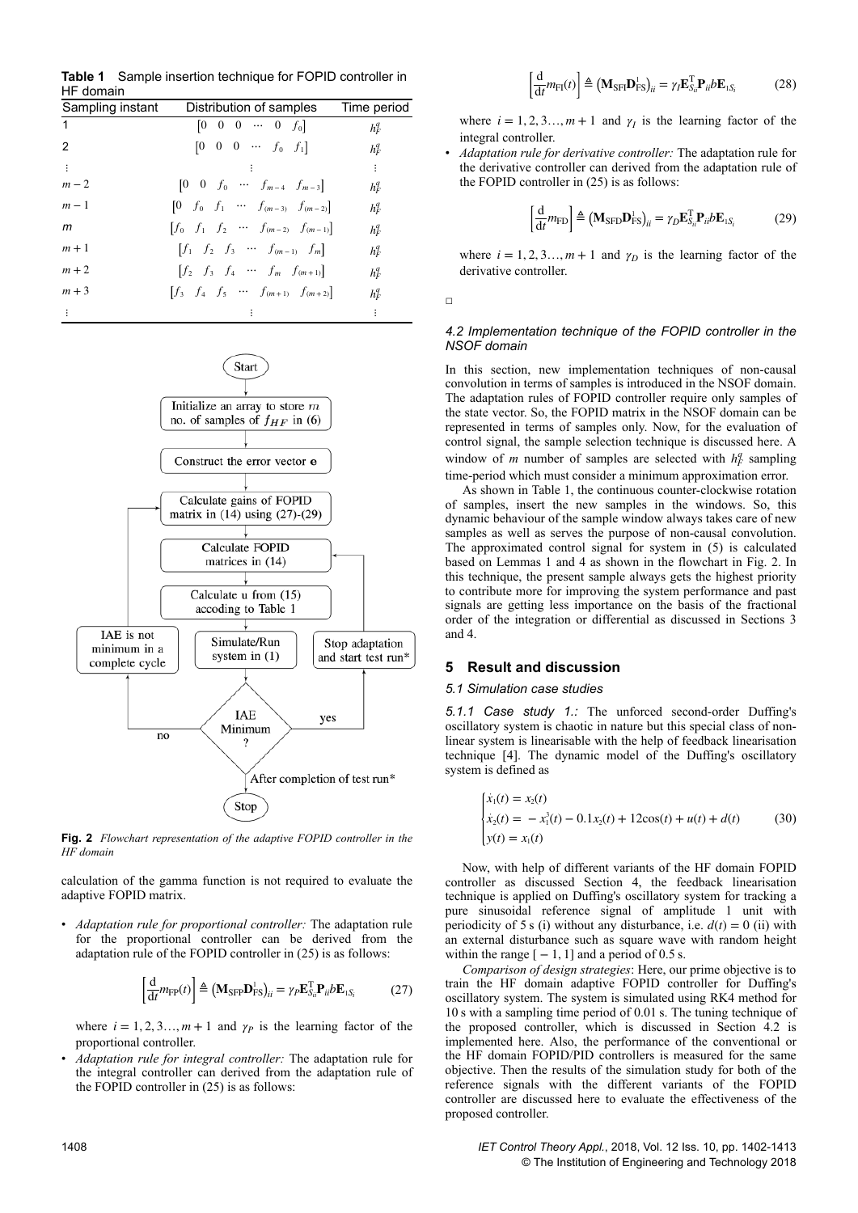**Table 1** Sample insertion technique for FOPID controller in HF domain

| Sampling instant | Distribution of samples | Time period |
|---|---|---|
| 1 | $[0 \;\; 0 \;\; 0 \;\; \cdots \;\; 0 \;\; f_0]$ | $h_F^q$ |
| 2 | $[0 \;\; 0 \;\; 0 \;\; \cdots \;\; f_0 \;\; f_1]$ | $h_F^q$ |
| $\vdots$ | $\vdots$ | $\vdots$ |
| $m-2$ | $[0 \;\; 0 \;\; f_0 \;\; \cdots \;\; f_{m-4} \;\; f_{m-3}]$ | $h_F^q$ |
| $m-1$ | $[0 \;\; f_0 \;\; f_1 \;\; \cdots \;\; f_{(m-3)} \;\; f_{(m-2)}]$ | $h_F^q$ |
| $m$ | $[f_0 \;\; f_1 \;\; f_2 \;\; \cdots \;\; f_{(m-2)} \;\; f_{(m-1)}]$ | $h_F^q$ |
| $m+1$ | $[f_1 \;\; f_2 \;\; f_3 \;\; \cdots \;\; f_{(m-1)} \;\; f_m]$ | $h_F^q$ |
| $m+2$ | $[f_2 \;\; f_3 \;\; f_4 \;\; \cdots \;\; f_m \;\; f_{(m+1)}]$ | $h_F^q$ |
| $m+3$ | $[f_3 \;\; f_4 \;\; f_5 \;\; \cdots \;\; f_{(m+1)} \;\; f_{(m+2)}]$ | $h_F^q$ |
| $\vdots$ | $\vdots$ | $\vdots$ |

**Fig. 2** *Flowchart representation of the adaptive FOPID controller in the HF domain*

calculation of the gamma function is not required to evaluate the adaptive FOPID matrix.

- *Adaptation rule for proportional controller:* The adaptation rule for the proportional controller can be derived from the adaptation rule of the FOPID controller in (25) is as follows:

$$\left[\frac{\mathrm{d}}{\mathrm{d}t}m_{\mathrm{FP}}(t)\right] \triangleq \left(\mathbf{M}_{\mathrm{SFP}}\mathbf{D}_{\mathrm{FS}}^{1}\right)_{ii} = \gamma_P \mathbf{E}_{S_{ii}}^{\mathrm{T}}\mathbf{P}_{ii} b \mathbf{E}_{1S_i} \tag{27}$$

where $i = 1, 2, 3\ldots, m+1$ and $\gamma_P$ is the learning factor of the proportional controller.

- *Adaptation rule for integral controller:* The adaptation rule for the integral controller can derived from the adaptation rule of the FOPID controller in (25) is as follows:

$$\left[\frac{\mathrm{d}}{\mathrm{d}t}m_{\mathrm{FI}}(t)\right] \triangleq \left(\mathbf{M}_{\mathrm{SFI}}\mathbf{D}_{\mathrm{FS}}^{1}\right)_{ii} = \gamma_I \mathbf{E}_{S_{ii}}^{\mathrm{T}}\mathbf{P}_{ii} b \mathbf{E}_{1S_i} \tag{28}$$

where $i = 1, 2, 3\ldots, m+1$ and $\gamma_I$ is the learning factor of the integral controller.

- *Adaptation rule for derivative controller:* The adaptation rule for the derivative controller can derived from the adaptation rule of the FOPID controller in (25) is as follows:

$$\left[\frac{\mathrm{d}}{\mathrm{d}t}m_{\mathrm{FD}}\right] \triangleq \left(\mathbf{M}_{\mathrm{SFD}}\mathbf{D}_{\mathrm{FS}}^{1}\right)_{ii} = \gamma_D \mathbf{E}_{S_{ii}}^{\mathrm{T}}\mathbf{P}_{ii} b \mathbf{E}_{1S_i} \tag{29}$$

where $i = 1, 2, 3\ldots, m+1$ and $\gamma_D$ is the learning factor of the derivative controller.

□

### *4.2 Implementation technique of the FOPID controller in the NSOF domain*

In this section, new implementation techniques of non-causal convolution in terms of samples is introduced in the NSOF domain. The adaptation rules of FOPID controller require only samples of the state vector. So, the FOPID matrix in the NSOF domain can be represented in terms of samples only. Now, for the evaluation of control signal, the sample selection technique is discussed here. A window of $m$ number of samples are selected with $h_F^q$ sampling time-period which must consider a minimum approximation error.

As shown in Table 1, the continuous counter-clockwise rotation of samples, insert the new samples in the windows. So, this dynamic behaviour of the sample window always takes care of new samples as well as serves the purpose of non-causal convolution. The approximated control signal for system in (5) is calculated based on Lemmas 1 and 4 as shown in the flowchart in Fig. 2. In this technique, the present sample always gets the highest priority to contribute more for improving the system performance and past signals are getting less importance on the basis of the fractional order of the integration or differential as discussed in Sections 3 and 4.

## 5 Result and discussion

### *5.1 Simulation case studies*

*5.1.1 Case study 1.:* The unforced second-order Duffing's oscillatory system is chaotic in nature but this special class of non-linear system is linearisable with the help of feedback linearisation technique [4]. The dynamic model of the Duffing's oscillatory system is defined as

$$\begin{cases} \dot{x}_1(t) = x_2(t) \\ \dot{x}_2(t) = -x_1^3(t) - 0.1x_2(t) + 12\cos(t) + u(t) + d(t) \\ y(t) = x_1(t) \end{cases} \tag{30}$$

Now, with help of different variants of the HF domain FOPID controller as discussed Section 4, the feedback linearisation technique is applied on Duffing's oscillatory system for tracking a pure sinusoidal reference signal of amplitude 1 unit with periodicity of 5 s (i) without any disturbance, i.e. $d(t) = 0$ (ii) with an external disturbance such as square wave with random height within the range $[-1, 1]$ and a period of 0.5 s.

*Comparison of design strategies*: Here, our prime objective is to train the HF domain adaptive FOPID controller for Duffing's oscillatory system. The system is simulated using RK4 method for 10 s with a sampling time period of 0.01 s. The tuning technique of the proposed controller, which is discussed in Section 4.2 is implemented here. Also, the performance of the conventional or the HF domain FOPID/PID controllers is measured for the same objective. Then the results of the simulation study for both of the reference signals with the different variants of the FOPID controller are discussed here to evaluate the effectiveness of the proposed controller.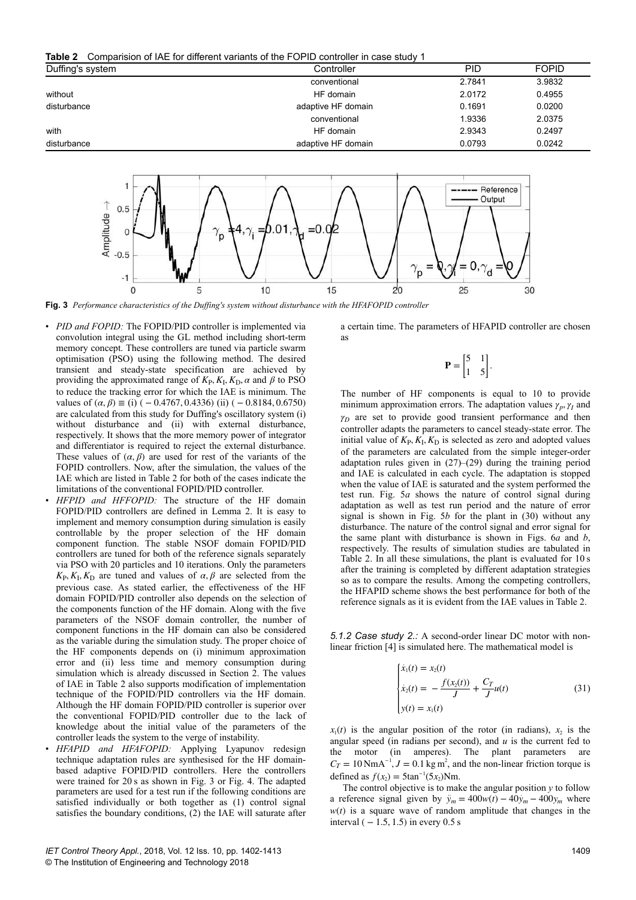**Table 2** Comparision of IAE for different variants of the FOPID controller in case study 1

| Duffing's system | Controller | PID | FOPID |
|---|---|---|---|
| without disturbance | conventional | 2.7841 | 3.9832 |
| | HF domain | 2.0172 | 0.4955 |
| | adaptive HF domain | 0.1691 | 0.0200 |
| with disturbance | conventional | 1.9336 | 2.0375 |
| | HF domain | 2.9343 | 0.2497 |
| | adaptive HF domain | 0.0793 | 0.0242 |

**Fig. 3** *Performance characteristics of the Duffing's system without disturbance with the HFAFOPID controller*

- *PID and FOPID:* The FOPID/PID controller is implemented via convolution integral using the GL method including short-term memory concept. These controllers are tuned via particle swarm optimisation (PSO) using the following method. The desired transient and steady-state specification are achieved by providing the approximated range of $K_P, K_I, K_D, \alpha$ and $\beta$ to PSO to reduce the tracking error for which the IAE is minimum. The values of $(\alpha, \beta) \equiv$ (i) $(-0.4767, 0.4336)$ (ii) $(-0.8184, 0.6750)$ are calculated from this study for Duffing's oscillatory system (i) without disturbance and (ii) with external disturbance, respectively. It shows that the more memory power of integrator and differentiator is required to reject the external disturbance. These values of $(\alpha, \beta)$ are used for rest of the variants of the FOPID controllers. Now, after the simulation, the values of the IAE which are listed in Table 2 for both of the cases indicate the limitations of the conventional FOPID/PID controller.
- *HFPID and HFFOPID:* The structure of the HF domain FOPID/PID controllers are defined in Lemma 2. It is easy to implement and memory consumption during simulation is easily controllable by the proper selection of the HF domain component function. The stable NSOF domain FOPID/PID controllers are tuned for both of the reference signals separately via PSO with 20 particles and 10 iterations. Only the parameters $K_P, K_I, K_D$ are tuned and values of $\alpha, \beta$ are selected from the previous case. As stated earlier, the effectiveness of the HF domain FOPID/PID controller also depends on the selection of the components function of the HF domain. Along with the five parameters of the NSOF domain controller, the number of component functions in the HF domain can also be considered as the variable during the simulation study. The proper choice of the HF components depends on (i) minimum approximation error and (ii) less time and memory consumption during simulation which is already discussed in Section 2. The values of IAE in Table 2 also supports modification of implementation technique of the FOPID/PID controllers via the HF domain. Although the HF domain FOPID/PID controller is superior over the conventional FOPID/PID controller due to the lack of knowledge about the initial value of the parameters of the controller leads the system to the verge of instability.
- *HFAPID and HFAFOPID:* Applying Lyapunov redesign technique adaptation rules are synthesised for the HF domain-based adaptive FOPID/PID controllers. Here the controllers were trained for 20 s as shown in Fig. 3 or Fig. 4. The adapted parameters are used for a test run if the following conditions are satisfied individually or both together as (1) control signal satisfies the boundary conditions, (2) the IAE will saturate after a certain time. The parameters of HFAPID controller are chosen as

$$\mathbf{P} = \begin{bmatrix} 5 & 1 \\ 1 & 5 \end{bmatrix}.$$

The number of HF components is equal to 10 to provide minimum approximation errors. The adaptation values $\gamma_P, \gamma_I$ and $\gamma_D$ are set to provide good transient performance and then controller adapts the parameters to cancel steady-state error. The initial value of $K_P, K_I, K_D$ is selected as zero and adopted values of the parameters are calculated from the simple integer-order adaptation rules given in (27)–(29) during the training period and IAE is calculated in each cycle. The adaptation is stopped when the value of IAE is saturated and the system performed the test run. Fig. 5*a* shows the nature of control signal during adaptation as well as test run period and the nature of error signal is shown in Fig. 5*b* for the plant in (30) without any disturbance. The nature of the control signal and error signal for the same plant with disturbance is shown in Figs. 6*a* and *b*, respectively. The results of simulation studies are tabulated in Table 2. In all these simulations, the plant is evaluated for 10 s after the training is completed by different adaptation strategies so as to compare the results. Among the competing controllers, the HFAPID scheme shows the best performance for both of the reference signals as it is evident from the IAE values in Table 2.

*5.1.2 Case study 2.:* A second-order linear DC motor with non-linear friction [4] is simulated here. The mathematical model is

$$\begin{cases} \dot{x}_1(t) = x_2(t) \\ \dot{x}_2(t) = -\dfrac{f(x_2(t))}{J} + \dfrac{C_T}{J}u(t) \\ y(t) = x_1(t) \end{cases} \tag{31}$$

$x_1(t)$ is the angular position of the rotor (in radians), $x_2$ is the angular speed (in radians per second), and $u$ is the current fed to the motor (in amperes). The plant parameters are $C_T = 10\,\text{NmA}^{-1}, J = 0.1\,\text{kg}\,\text{m}^2$, and the non-linear friction torque is defined as $f(x_2) = 5\tan^{-1}(5x_2)\text{Nm}$.

The control objective is to make the angular position $y$ to follow a reference signal given by $\ddot{y}_m = 400w(t) - 40\dot{y}_m - 400y_m$ where $w(t)$ is a square wave of random amplitude that changes in the interval $(-1.5, 1.5)$ in every 0.5 s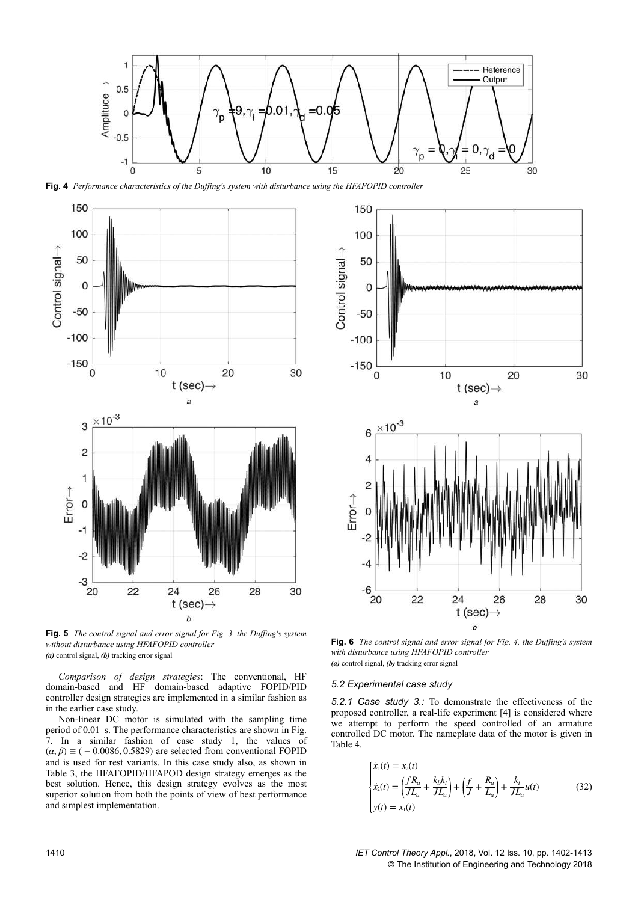**Fig. 4** *Performance characteristics of the Duffing's system with disturbance using the HFAFOPID controller*

**Fig. 5** *The control signal and error signal for Fig. 3, the Duffing's system without disturbance using HFAFOPID controller*
***(a)*** control signal, ***(b)*** tracking error signal

**Fig. 6** *The control signal and error signal for Fig. 4, the Duffing's system with disturbance using HFAFOPID controller*
***(a)*** control signal, ***(b)*** tracking error signal

*Comparison of design strategies*: The conventional, HF domain-based and HF domain-based adaptive FOPID/PID controller design strategies are implemented in a similar fashion as in the earlier case study.

Non-linear DC motor is simulated with the sampling time period of 0.01 s. The performance characteristics are shown in Fig. 7. In a similar fashion of case study 1, the values of $(\alpha, \beta) \equiv (-0.0086, 0.5829)$ are selected from conventional FOPID and is used for rest variants. In this case study also, as shown in Table 3, the HFAFOPID/HFAPOD design strategy emerges as the best solution. Hence, this design strategy evolves as the most superior solution from both the points of view of best performance and simplest implementation.

### 5.2 Experimental case study

*5.2.1 Case study 3.:* To demonstrate the effectiveness of the proposed controller, a real-life experiment [4] is considered where we attempt to perform the speed controlled of an armature controlled DC motor. The nameplate data of the motor is given in Table 4.

$$
\begin{cases}
\dot{x}_1(t) = x_2(t) \\
\dot{x}_2(t) = \left(\dfrac{fR_a}{JL_a} + \dfrac{k_b k_t}{JL_a}\right) + \left(\dfrac{f}{J} + \dfrac{R_a}{L_a}\right) + \dfrac{k_t}{JL_a}u(t) \\
y(t) = x_1(t)
\end{cases}
\tag{32}
$$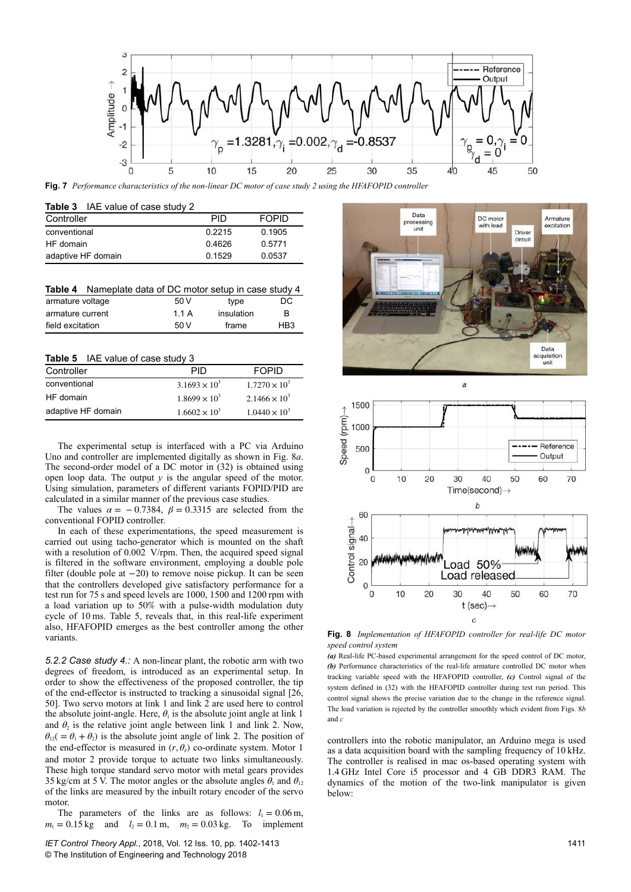**Fig. 7** *Performance characteristics of the non-linear DC motor of case study 2 using the HFAFOPID controller*

**Table 3** IAE value of case study 2

| Controller | PID | FOPID |
|---|---|---|
| conventional | 0.2215 | 0.1905 |
| HF domain | 0.4626 | 0.5771 |
| adaptive HF domain | 0.1529 | 0.0537 |

**Table 4** Nameplate data of DC motor setup in case study 4

| | | | |
|---|---|---|---|
| armature voltage | 50 V | type | DC |
| armature current | 1.1 A | insulation | B |
| field excitation | 50 V | frame | HB3 |

**Table 5** IAE value of case study 3

| Controller | PID | FOPID |
|---|---|---|
| conventional | $3.1693 \times 10^3$ | $1.7270 \times 10^3$ |
| HF domain | $1.8699 \times 10^3$ | $2.1466 \times 10^3$ |
| adaptive HF domain | $1.6602 \times 10^3$ | $1.0440 \times 10^3$ |

The experimental setup is interfaced with a PC via Arduino Uno and controller are implemented digitally as shown in Fig. 8*a*. The second-order model of a DC motor in (32) is obtained using open loop data. The output $y$ is the angular speed of the motor. Using simulation, parameters of different variants FOPID/PID are calculated in a similar manner of the previous case studies.

The values $\alpha = -0.7384$, $\beta = 0.3315$ are selected from the conventional FOPID controller.

In each of these experimentations, the speed measurement is carried out using tacho-generator which is mounted on the shaft with a resolution of 0.002 V/rpm. Then, the acquired speed signal is filtered in the software environment, employing a double pole filter (double pole at $-20$) to remove noise pickup. It can be seen that the controllers developed give satisfactory performance for a test run for 75 s and speed levels are 1000, 1500 and 1200 rpm with a load variation up to 50% with a pulse-width modulation duty cycle of 10 ms. Table 5, reveals that, in this real-life experiment also, HFAFOPID emerges as the best controller among the other variants.

*5.2.2 Case study 4.:* A non-linear plant, the robotic arm with two degrees of freedom, is introduced as an experimental setup. In order to show the effectiveness of the proposed controller, the tip of the end-effector is instructed to tracking a sinusoidal signal [26, 50]. Two servo motors at link 1 and link 2 are used here to control the absolute joint-angle. Here, $\theta_1$ is the absolute joint angle at link 1 and $\theta_2$ is the relative joint angle between link 1 and link 2. Now, $\theta_{12}(=\theta_1 + \theta_2)$ is the absolute joint angle of link 2. The position of the end-effector is measured in $(r, \theta_r)$ co-ordinate system. Motor 1 and motor 2 provide torque to actuate two links simultaneously. These high torque standard servo motor with metal gears provides 35 kg/cm at 5 V. The motor angles or the absolute angles $\theta_1$ and $\theta_{12}$ of the links are measured by the inbuilt rotary encoder of the servo motor.

The parameters of the links are as follows: $l_1 = 0.06$ m, $m_1 = 0.15$ kg and $l_2 = 0.1$ m, $m_2 = 0.03$ kg. To implement controllers into the robotic manipulator, an Arduino mega is used as a data acquisition board with the sampling frequency of 10 kHz. The controller is realised in mac os-based operating system with 1.4 GHz Intel Core i5 processor and 4 GB DDR3 RAM. The dynamics of the motion of the two-link manipulator is given below:

**Fig. 8** *Implementation of HFAFOPID controller for real-life DC motor speed control system*

***(a)*** Real-life PC-based experimental arrangement for the speed control of DC motor, ***(b)*** Performance characteristics of the real-life armature controlled DC motor when tracking variable speed with the HFAFOPID controller, ***(c)*** Control signal of the system defined in (32) with the HFAFOPID controller during test run period. This control signal shows the precise variation due to the change in the reference signal. The load variation is rejected by the controller smoothly which evident from Figs. 8*b* and *c*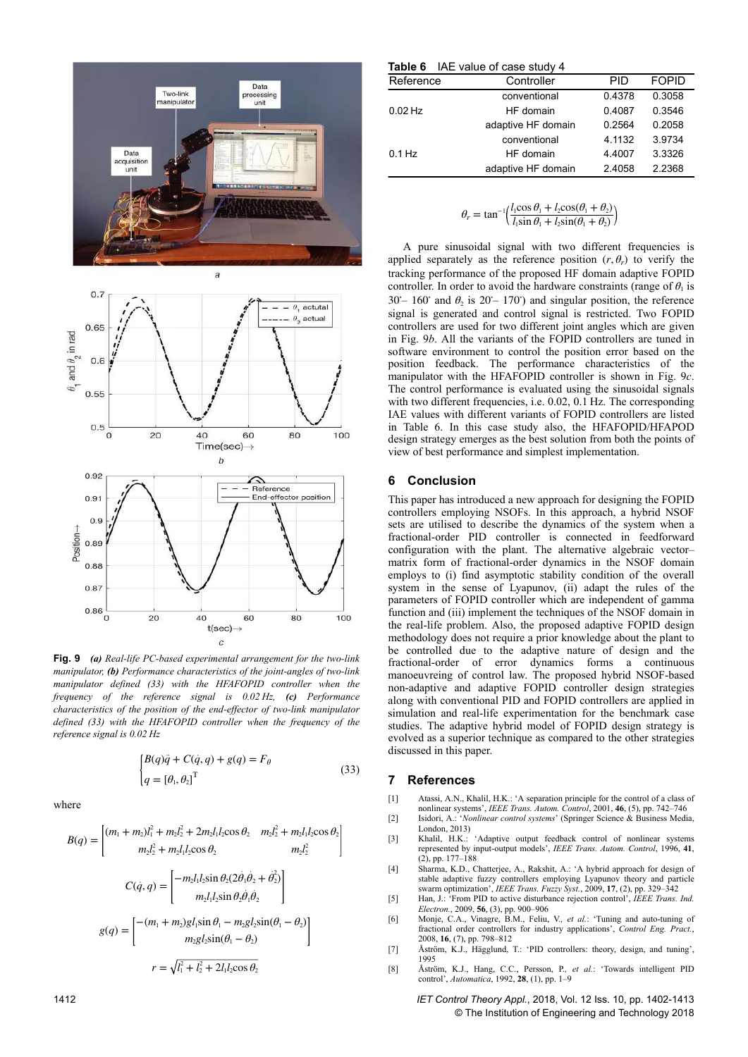Fig. 9 *(a) Real-life PC-based experimental arrangement for the two-link manipulator, (b) Performance characteristics of the joint-angles of two-link manipulator defined (33) with the HFAFOPID controller when the frequency of the reference signal is 0.02 Hz, (c) Performance characteristics of the position of the end-effector of two-link manipulator defined (33) with the HFAFOPID controller when the frequency of the reference signal is 0.02 Hz*

$$\begin{cases} B(q)\ddot{q} + C(\dot{q}, q) + g(q) = F_\theta \\ q = [\theta_1, \theta_2]^{\mathrm{T}} \end{cases} \tag{33}$$

where

$$B(q) = \begin{bmatrix} (m_1 + m_2)l_1^2 + m_2 l_2^2 + 2m_2 l_1 l_2 \cos\theta_2 & m_2 l_2^2 + m_2 l_1 l_2 \cos\theta_2 \\ m_2 l_2^2 + m_2 l_1 l_2 \cos\theta_2 & m_2 l_2^2 \end{bmatrix}$$

$$C(\dot{q}, q) = \begin{bmatrix} -m_2 l_1 l_2 \sin\theta_2 (2\dot{\theta}_1 \dot{\theta}_2 + \dot{\theta}_2^2) \\ m_2 l_1 l_2 \sin\theta_2 \dot{\theta}_1 \dot{\theta}_2 \end{bmatrix}$$

$$g(q) = \begin{bmatrix} -(m_1 + m_2) g l_1 \sin\theta_1 - m_2 g l_2 \sin(\theta_1 - \theta_2) \\ m_2 g l_2 \sin(\theta_1 - \theta_2) \end{bmatrix}$$

$$r = \sqrt{l_1^2 + l_2^2 + 2 l_1 l_2 \cos\theta_2}$$

**Table 6** IAE value of case study 4

| Reference | Controller | PID | FOPID |
|---|---|---|---|
| 0.02 Hz | conventional | 0.4378 | 0.3058 |
| | HF domain | 0.4087 | 0.3546 |
| | adaptive HF domain | 0.2564 | 0.2058 |
| 0.1 Hz | conventional | 4.1132 | 3.9734 |
| | HF domain | 4.4007 | 3.3326 |
| | adaptive HF domain | 2.4058 | 2.2368 |

$$\theta_r = \tan^{-1}\left(\frac{l_1 \cos\theta_1 + l_2 \cos(\theta_1 + \theta_2)}{l_1 \sin\theta_1 + l_2 \sin(\theta_1 + \theta_2)}\right)$$

A pure sinusoidal signal with two different frequencies is applied separately as the reference position $(r, \theta_r)$ to verify the tracking performance of the proposed HF domain adaptive FOPID controller. In order to avoid the hardware constraints (range of $\theta_1$ is $30^\circ$– $160^\circ$ and $\theta_2$ is $20^\circ$– $170^\circ$) and singular position, the reference signal is generated and control signal is restricted. Two FOPID controllers are used for two different joint angles which are given in Fig. 9*b*. All the variants of the FOPID controllers are tuned in software environment to control the position error based on the position feedback. The performance characteristics of the manipulator with the HFAFOPID controller is shown in Fig. 9*c*. The control performance is evaluated using the sinusoidal signals with two different frequencies, i.e. 0.02, 0.1 Hz. The corresponding IAE values with different variants of FOPID controllers are listed in Table 6. In this case study also, the HFAFOPID/HFAPOD design strategy emerges as the best solution from both the points of view of best performance and simplest implementation.

## 6 Conclusion

This paper has introduced a new approach for designing the FOPID controllers employing NSOFs. In this approach, a hybrid NSOF sets are utilised to describe the dynamics of the system when a fractional-order PID controller is connected in feedforward configuration with the plant. The alternative algebraic vector–matrix form of fractional-order dynamics in the NSOF domain employs to (i) find asymptotic stability condition of the overall system in the sense of Lyapunov, (ii) adapt the rules of the parameters of FOPID controller which are independent of gamma function and (iii) implement the techniques of the NSOF domain in the real-life problem. Also, the proposed adaptive FOPID design methodology does not require a prior knowledge about the plant to be controlled due to the adaptive nature of design and the fractional-order of error dynamics forms a continuous manoeuvreing of control law. The proposed hybrid NSOF-based non-adaptive and adaptive FOPID controller design strategies along with conventional PID and FOPID controllers are applied in simulation and real-life experimentation for the benchmark case studies. The adaptive hybrid model of FOPID design strategy is evolved as a superior technique as compared to the other strategies discussed in this paper.

## 7 References

[1] Atassi, A.N., Khalil, H.K.: 'A separation principle for the control of a class of nonlinear systems', *IEEE Trans. Autom. Control*, 2001, **46**, (5), pp. 742–746

[2] Isidori, A.: '*Nonlinear control systems*' (Springer Science & Business Media, London, 2013)

[3] Khalil, H.K.: 'Adaptive output feedback control of nonlinear systems represented by input-output models', *IEEE Trans. Autom. Control*, 1996, **41**, (2), pp. 177–188

[4] Sharma, K.D., Chatterjee, A., Rakshit, A.: 'A hybrid approach for design of stable adaptive fuzzy controllers employing Lyapunov theory and particle swarm optimization', *IEEE Trans. Fuzzy Syst.*, 2009, **17**, (2), pp. 329–342

[5] Han, J.: 'From PID to active disturbance rejection control', *IEEE Trans. Ind. Electron.*, 2009, **56**, (3), pp. 900–906

[6] Monje, C.A., Vinagre, B.M., Feliu, V., *et al.*: 'Tuning and auto-tuning of fractional order controllers for industry applications', *Control Eng. Pract.*, 2008, **16**, (7), pp. 798–812

[7] Åström, K.J., Hägglund, T.: 'PID controllers: theory, design, and tuning', 1995

[8] Åström, K.J., Hang, C.C., Persson, P., *et al.*: 'Towards intelligent PID control', *Automatica*, 1992, **28**, (1), pp. 1–9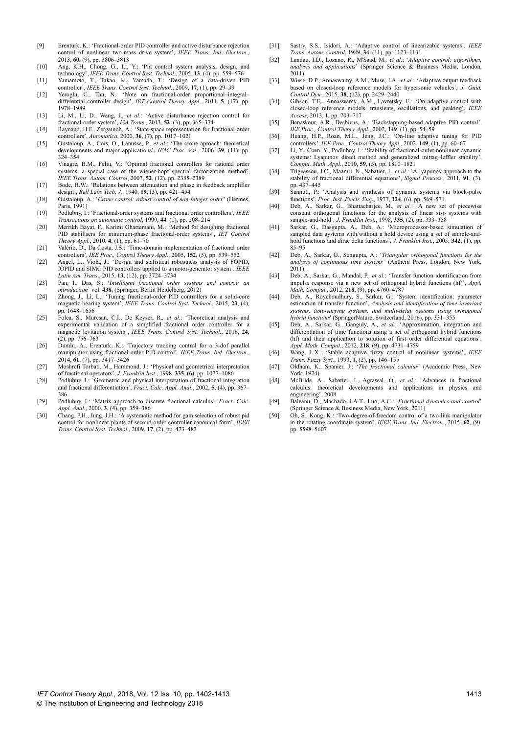[9] Erenturk, K.: 'Fractional-order PID controller and active disturbance rejection control of nonlinear two-mass drive system', *IEEE Trans. Ind. Electron.*, 2013, **60**, (9), pp. 3806–3813

[10] Ang, K.H., Chong, G., Li, Y.: 'Pid control system analysis, design, and technology', *IEEE Trans. Control Syst. Technol.*, 2005, **13**, (4), pp. 559–576

[11] Yamamoto, T., Takao, K., Yamada, T.: 'Design of a data-driven PID controller', *IEEE Trans. Control Syst. Technol.*, 2009, **17**, (1), pp. 29–39

[12] Yeroglu, C., Tan, N.: 'Note on fractional-order proportional–integral–differential controller design', *IET Control Theory Appl.*, 2011, **5**, (17), pp. 1978–1989

[13] Li, M., Li, D., Wang, J., *et al.*: 'Active disturbance rejection control for fractional-order system', *ISA Trans.*, 2013, **52**, (3), pp. 365–374

[14] Raynaud, H.F., Zergaınoh, A.: 'State-space representation for fractional order controllers', *Automatica*, 2000, **36**, (7), pp. 1017–1021

[15] Oustaloup, A., Cois, O., Lanusse, P., *et al.*: 'The crone aproach: theoretical developments and major applications', *IFAC Proc. Vol.*, 2006, **39**, (11), pp. 324–354

[16] Vinagre, B.M., Feliu, V.: 'Optimal fractional controllers for rational order systems: a special case of the wiener-hopf spectral factorization method', *IEEE Trans. Autom. Control*, 2007, **52**, (12), pp. 2385–2389

[17] Bode, H.W.: 'Relations between attenuation and phase in feedback amplifier design', *Bell Labs Tech. J.*, 1940, **19**, (3), pp. 421–454

[18] Oustaloup, A.: '*Crone control: robust control of non-integer order*' (Hermes, Paris, 1991)

[19] Podlubny, I.: 'Fractional-order systems and fractional order controllers', *IEEE Transactions on automatic control*, 1999, **44**, (1), pp. 208–214

[20] Merrikh Bayat, F., Karimi Ghartemani, M.: 'Method for designing fractional PID stabilisers for minimum-phase fractional-order systems', *IET Control Theory Appl.*, 2010, **4**, (1), pp. 61–70

[21] Valério, D., Da Costa, J.S.: 'Time-domain implementation of fractional order controllers', *IEE Proc., Control Theory Appl.*, 2005, **152**, (5), pp. 539–552

[22] Angel, L., Viola, J.: 'Design and statistical robustness analysis of FOPID, IOPID and SIMC PID controllers applied to a motor-generator system', *IEEE Latin Am. Trans.*, 2015, **13**, (12), pp. 3724–3734

[23] Pan, I., Das, S.: '*Intelligent fractional order systems and control: an introduction*' vol. **438**, (Springer, Berlin Heidelberg, 2012)

[24] Zhong, J., Li, L.: 'Tuning fractional-order PID controllers for a solid-core magnetic bearing system', *IEEE Trans. Control Syst. Technol.*, 2015, **23**, (4), pp. 1648–1656

[25] Folea, S., Muresan, C.I., De Keyser, R., *et al.*: 'Theoretical analysis and experimental validation of a simplified fractional order controller for a magnetic levitation system', *IEEE Trans. Control Syst. Technol.*, 2016, **24**, (2), pp. 756–763

[26] Dumlu, A., Erenturk, K.: 'Trajectory tracking control for a 3-dof parallel manipulator using fractional-order PID control', *IEEE Trans. Ind. Electron.*, 2014, **61**, (7), pp. 3417–3426

[27] Moshrefi Torbati, M., Hammond, J.: 'Physical and geometrical interpretation of fractional operators', *J. Franklin Inst.*, 1998, **335**, (6), pp. 1077–1086

[28] Podlubny, I.: 'Geometric and physical interpretation of fractional integration and fractional differentiation', *Fract. Calc. Appl. Anal.*, 2002, **5**, (4), pp. 367–386

[29] Podlubny, I.: 'Matrix approach to discrete fractional calculus', *Fract. Calc. Appl. Anal.*, 2000, **3**, (4), pp. 359–386

[30] Chang, P.H., Jung, J.H.: 'A systematic method for gain selection of robust pid control for nonlinear plants of second-order controller canonical form', *IEEE Trans. Control Syst. Technol.*, 2009, **17**, (2), pp. 473–483

[31] Sastry, S.S., Isidori, A.: 'Adaptive control of linearizable systems', *IEEE Trans. Autom. Control*, 1989, **34**, (11), pp. 1123–1131

[32] Landau, I.D., Lozano, R., M'Saad, M., *et al.*: '*Adaptive control: algorithms, analysis and applications*' (Springer Science & Business Media, London, 2011)

[33] Wiese, D.P., Annaswamy, A.M., Muse, J.A., *et al.*: 'Adaptive output feedback based on closed-loop reference models for hypersonic vehicles', *J. Guid. Control Dyn.*, 2015, **38**, (12), pp. 2429–2440

[34] Gibson, T.E., Annaswamy, A.M., Lavretsky, E.: 'On adaptive control with closed-loop reference models: transients, oscillations, and peaking', *IEEE Access*, 2013, **1**, pp. 703–717

[35] Benaskeur, A.R., Desbiens, A.: 'Backstepping-based adaptive PID control', *IEE Proc., Control Theory Appl.*, 2002, **149**, (1), pp. 54–59

[36] Huang, H.P., Roan, M.L., Jeng, J.C.: 'On-line adaptive tuning for PID controllers', *IEE Proc., Control Theory Appl.*, 2002, **149**, (1), pp. 60–67

[37] Li, Y., Chen, Y., Podlubny, I.: 'Stability of fractional-order nonlinear dynamic systems: Lyapunov direct method and generalized mittag–leffler stability', *Comput. Math. Appl.*, 2010, **59**, (5), pp. 1810–1821

[38] Trigeassou, J.C., Maamri, N., Sabatier, J., *et al.*: 'A lyapunov approach to the stability of fractional differential equations', *Signal Process.*, 2011, **91**, (3), pp. 437–445

[39] Sannuti, P.: 'Analysis and synthesis of dynamic systems via block-pulse functions'. *Proc. Inst. Electr. Eng.*, 1977, **124**, (6), pp. 569–571

[40] Deb, A., Sarkar, G., Bhattacharjee, M., *et al.*: 'A new set of piecewise constant orthogonal functions for the analysis of linear siso systems with sample-and-hold', *J. Franklin Inst.*, 1998, **335**, (2), pp. 333–358

[41] Sarkar, G., Dasgupta, A., Deb, A.: 'Microprocessor-based simulation of sampled data systems with/without a hold device using a set of sample-and-hold functions and dirac delta functions', *J. Franklin Inst.*, 2005, **342**, (1), pp. 85–95

[42] Deb, A., Sarkar, G., Sengupta, A.: '*Triangular orthogonal functions for the analysis of continuous time systems*' (Anthem Press, London, New York, 2011)

[43] Deb, A., Sarkar, G., Mandal, P., *et al.*: 'Transfer function identification from impulse response via a new set of orthogonal hybrid functions (hf)', *Appl. Math. Comput.*, 2012, **218**, (9), pp. 4760–4787

[44] Deb, A., Roychoudhury, S., Sarkar, G.: 'System identification: parameter estimation of transfer function', *Analysis and identification of time-invariant systems, time-varying systems, and multi-delay systems using orthogonal hybrid functions*' (SpringerNature, Switzerland, 2016), pp. 331–355

[45] Deb, A., Sarkar, G., Ganguly, A., *et al.*: 'Approximation, integration and differentiation of time functions using a set of orthogonal hybrid functions (hf) and their application to solution of first order differential equations', *Appl. Math. Comput.*, 2012, **218**, (9), pp. 4731–4759

[46] Wang, L.X.: 'Stable adaptive fuzzy control of nonlinear systems', *IEEE Trans. Fuzzy Syst.*, 1993, **1**, (2), pp. 146–155

[47] Oldham, K., Spanier, J.: '*The fractional calculus*' (Academic Press, New York, 1974)

[48] McBride, A., Sabatier, J., Agrawal, O., *et al.*: 'Advances in fractional calculus: theoretical developments and applications in physics and engineering', 2008

[49] Baleanu, D., Machado, J.A.T., Luo, A.C.: '*Fractional dynamics and control*' (Springer Science & Business Media, New York, 2011)

[50] Oh, S., Kong, K.: 'Two-degree-of-freedom control of a two-link manipulator in the rotating coordinate system', *IEEE Trans. Ind. Electron.*, 2015, **62**, (9), pp. 5598–5607